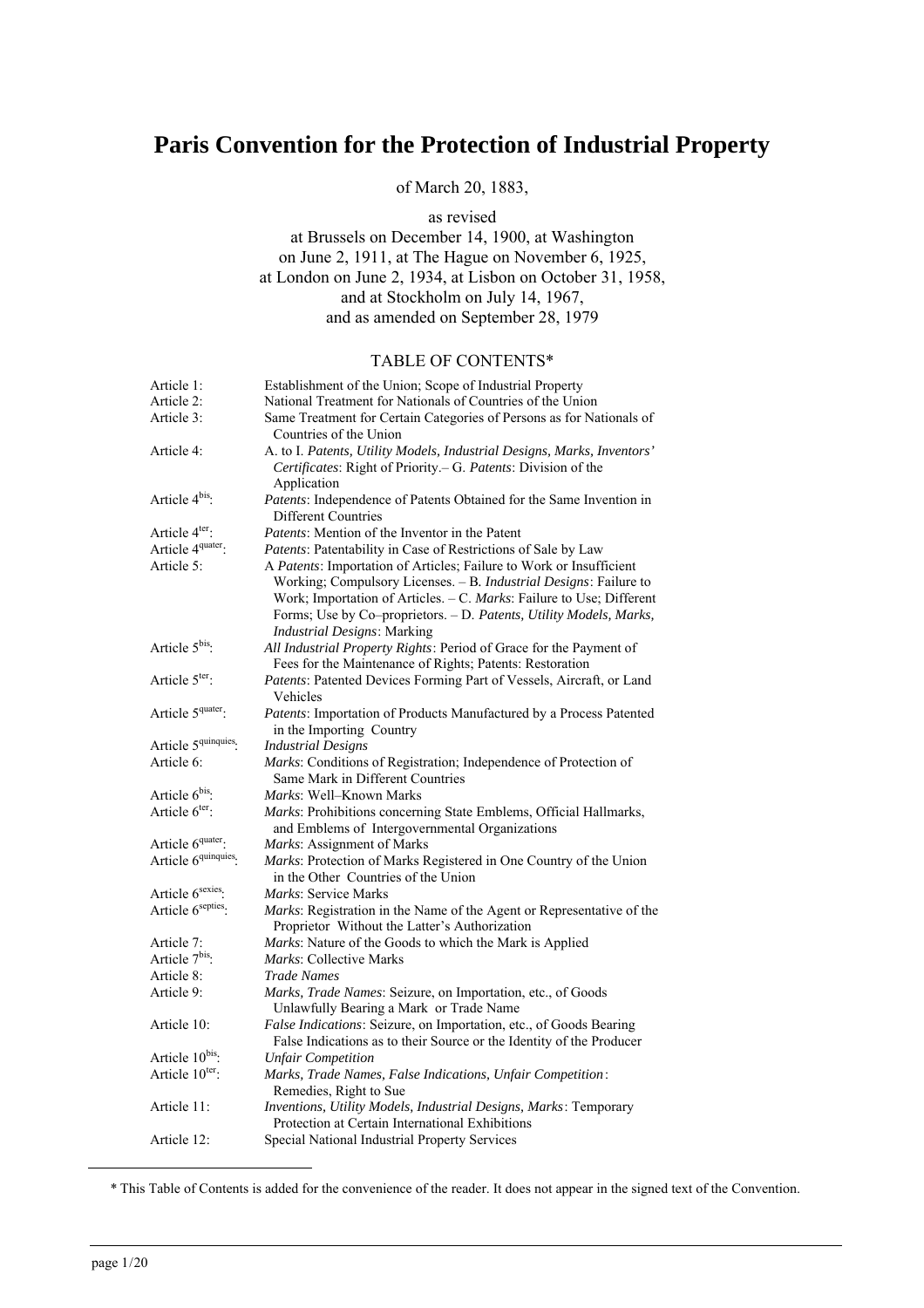# Paris Convention for the Protection of Industrial Property

of March 20, 1883,

as revised
at Brussels on December 14, 1900, at Washington
on June 2, 1911, at The Hague on November 6, 1925,
at London on June 2, 1934, at Lisbon on October 31, 1958,
and at Stockholm on July 14, 1967,
and as amended on September 28, 1979

## TABLE OF CONTENTS*

| | |
|---|---|
| Article 1: | Establishment of the Union; Scope of Industrial Property |
| Article 2: | National Treatment for Nationals of Countries of the Union |
| Article 3: | Same Treatment for Certain Categories of Persons as for Nationals of Countries of the Union |
| Article 4: | A. to I. *Patents, Utility Models, Industrial Designs, Marks, Inventors' Certificates*: Right of Priority.– G. *Patents*: Division of the Application |
| Article 4bis: | *Patents*: Independence of Patents Obtained for the Same Invention in Different Countries |
| Article 4ter: | *Patents*: Mention of the Inventor in the Patent |
| Article 4quater: | *Patents*: Patentability in Case of Restrictions of Sale by Law |
| Article 5: | A *Patents*: Importation of Articles; Failure to Work or Insufficient Working; Compulsory Licenses. – B. *Industrial Designs*: Failure to Work; Importation of Articles. – C. *Marks*: Failure to Use; Different Forms; Use by Co–proprietors. – D. *Patents, Utility Models, Marks, Industrial Designs*: Marking |
| Article 5bis: | *All Industrial Property Rights*: Period of Grace for the Payment of Fees for the Maintenance of Rights; Patents: Restoration |
| Article 5ter: | *Patents*: Patented Devices Forming Part of Vessels, Aircraft, or Land Vehicles |
| Article 5quater: | *Patents*: Importation of Products Manufactured by a Process Patented in the Importing Country |
| Article 5quinquies: | *Industrial Designs* |
| Article 6: | *Marks*: Conditions of Registration; Independence of Protection of Same Mark in Different Countries |
| Article 6bis: | *Marks*: Well–Known Marks |
| Article 6ter: | *Marks*: Prohibitions concerning State Emblems, Official Hallmarks, and Emblems of Intergovernmental Organizations |
| Article 6quater: | *Marks*: Assignment of Marks |
| Article 6quinquies: | *Marks*: Protection of Marks Registered in One Country of the Union in the Other Countries of the Union |
| Article 6sexies: | *Marks*: Service Marks |
| Article 6septies: | *Marks*: Registration in the Name of the Agent or Representative of the Proprietor Without the Latter's Authorization |
| Article 7: | *Marks*: Nature of the Goods to which the Mark is Applied |
| Article 7bis: | *Marks*: Collective Marks |
| Article 8: | *Trade Names* |
| Article 9: | *Marks, Trade Names*: Seizure, on Importation, etc., of Goods Unlawfully Bearing a Mark or Trade Name |
| Article 10: | *False Indications*: Seizure, on Importation, etc., of Goods Bearing False Indications as to their Source or the Identity of the Producer |
| Article 10bis: | *Unfair Competition* |
| Article 10ter: | *Marks, Trade Names, False Indications, Unfair Competition*: Remedies, Right to Sue |
| Article 11: | *Inventions, Utility Models, Industrial Designs, Marks*: Temporary Protection at Certain International Exhibitions |
| Article 12: | Special National Industrial Property Services |

\* This Table of Contents is added for the convenience of the reader. It does not appear in the signed text of the Convention.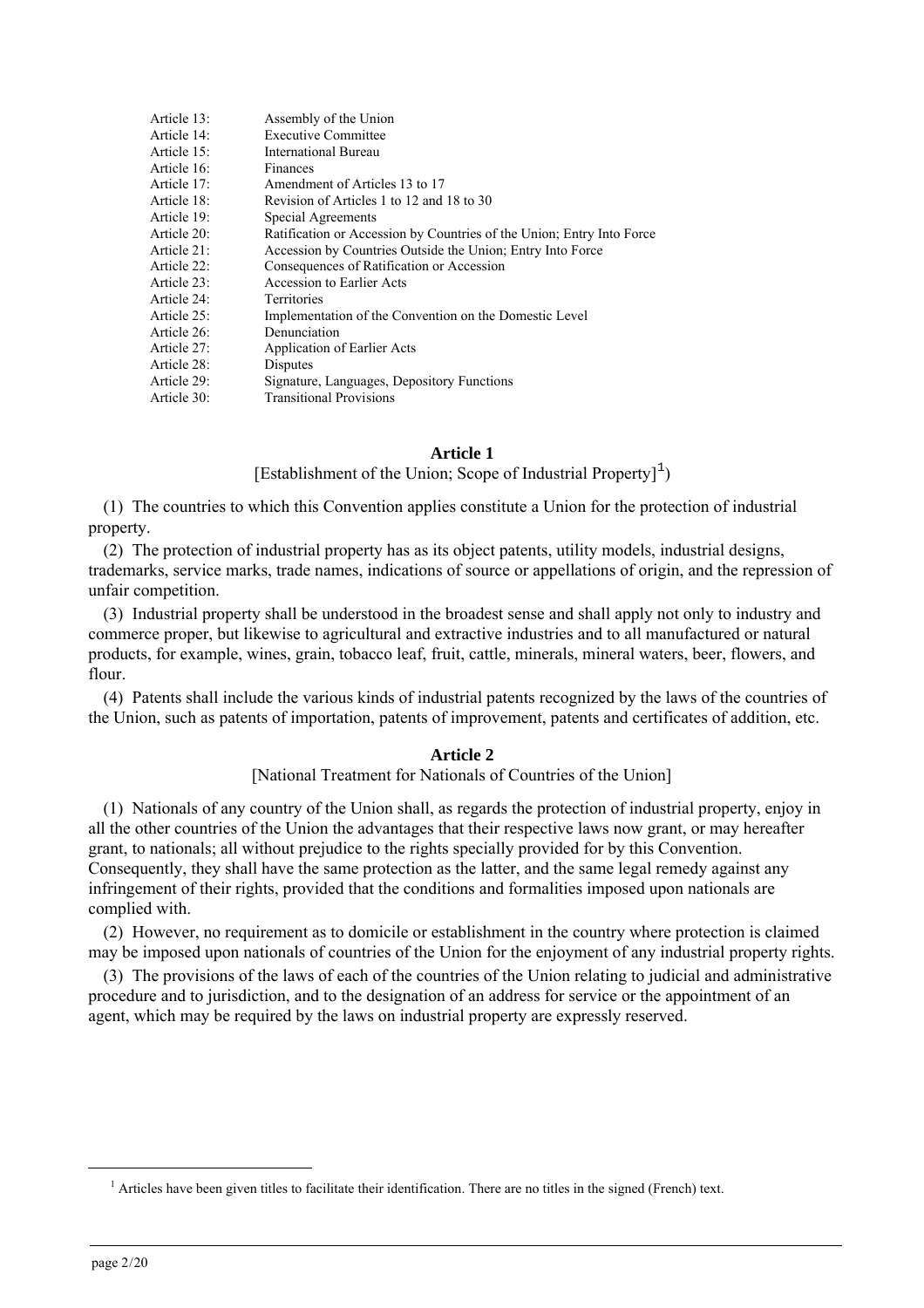| | |
|---|---|
| Article 13: | Assembly of the Union |
| Article 14: | Executive Committee |
| Article 15: | International Bureau |
| Article 16: | Finances |
| Article 17: | Amendment of Articles 13 to 17 |
| Article 18: | Revision of Articles 1 to 12 and 18 to 30 |
| Article 19: | Special Agreements |
| Article 20: | Ratification or Accession by Countries of the Union; Entry Into Force |
| Article 21: | Accession by Countries Outside the Union; Entry Into Force |
| Article 22: | Consequences of Ratification or Accession |
| Article 23: | Accession to Earlier Acts |
| Article 24: | Territories |
| Article 25: | Implementation of the Convention on the Domestic Level |
| Article 26: | Denunciation |
| Article 27: | Application of Earlier Acts |
| Article 28: | Disputes |
| Article 29: | Signature, Languages, Depository Functions |
| Article 30: | Transitional Provisions |

## Article 1

[Establishment of the Union; Scope of Industrial Property][1])

(1) The countries to which this Convention applies constitute a Union for the protection of industrial property.

(2) The protection of industrial property has as its object patents, utility models, industrial designs, trademarks, service marks, trade names, indications of source or appellations of origin, and the repression of unfair competition.

(3) Industrial property shall be understood in the broadest sense and shall apply not only to industry and commerce proper, but likewise to agricultural and extractive industries and to all manufactured or natural products, for example, wines, grain, tobacco leaf, fruit, cattle, minerals, mineral waters, beer, flowers, and flour.

(4) Patents shall include the various kinds of industrial patents recognized by the laws of the countries of the Union, such as patents of importation, patents of improvement, patents and certificates of addition, etc.

## Article 2

[National Treatment for Nationals of Countries of the Union]

(1) Nationals of any country of the Union shall, as regards the protection of industrial property, enjoy in all the other countries of the Union the advantages that their respective laws now grant, or may hereafter grant, to nationals; all without prejudice to the rights specially provided for by this Convention. Consequently, they shall have the same protection as the latter, and the same legal remedy against any infringement of their rights, provided that the conditions and formalities imposed upon nationals are complied with.

(2) However, no requirement as to domicile or establishment in the country where protection is claimed may be imposed upon nationals of countries of the Union for the enjoyment of any industrial property rights.

(3) The provisions of the laws of each of the countries of the Union relating to judicial and administrative procedure and to jurisdiction, and to the designation of an address for service or the appointment of an agent, which may be required by the laws on industrial property are expressly reserved.

---

[1] Articles have been given titles to facilitate their identification. There are no titles in the signed (French) text.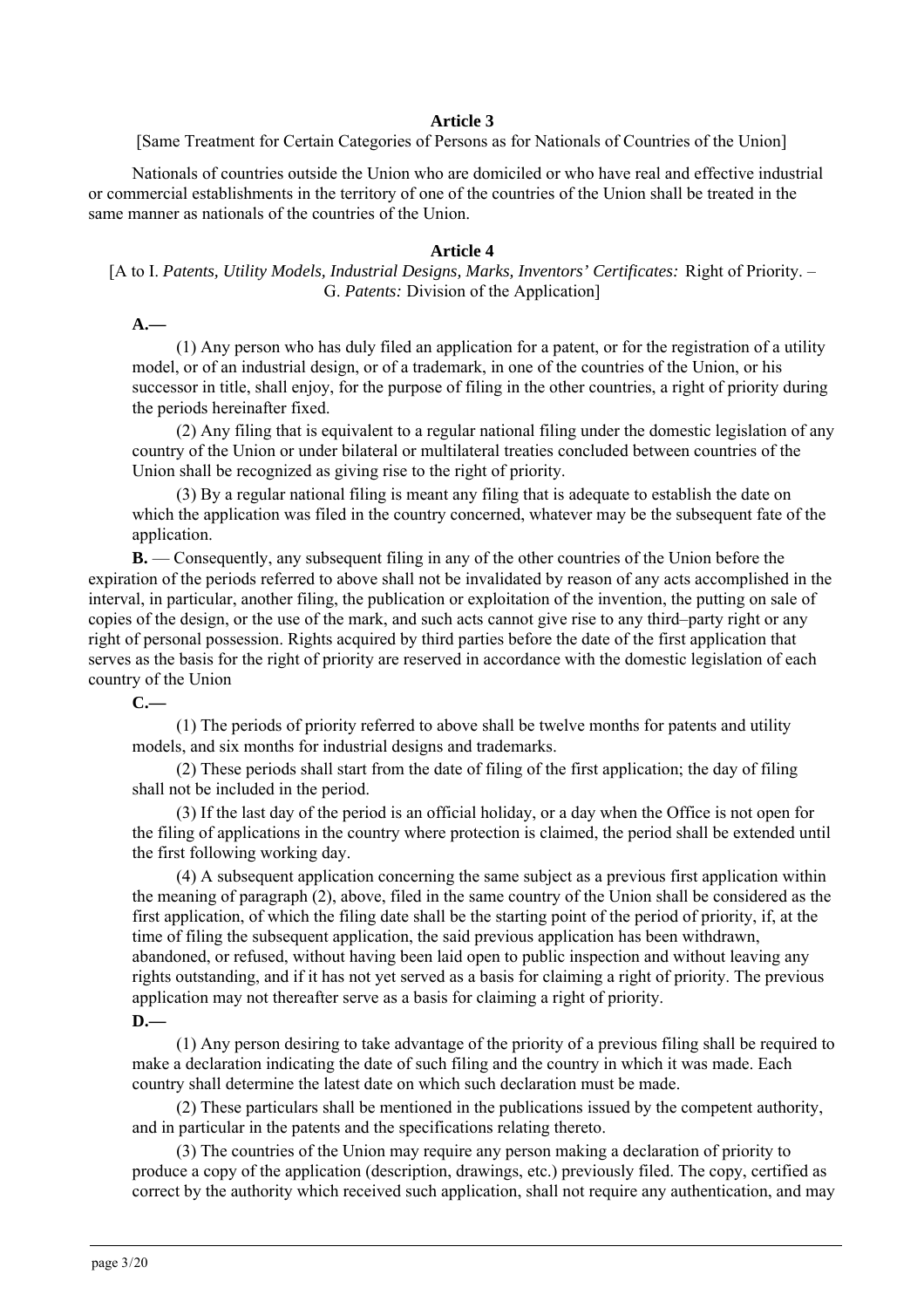**Article 3**

[Same Treatment for Certain Categories of Persons as for Nationals of Countries of the Union]

Nationals of countries outside the Union who are domiciled or who have real and effective industrial or commercial establishments in the territory of one of the countries of the Union shall be treated in the same manner as nationals of the countries of the Union.

**Article 4**

[A to I. *Patents, Utility Models, Industrial Designs, Marks, Inventors' Certificates:* Right of Priority. – G. *Patents:* Division of the Application]

**A.—**

(1) Any person who has duly filed an application for a patent, or for the registration of a utility model, or of an industrial design, or of a trademark, in one of the countries of the Union, or his successor in title, shall enjoy, for the purpose of filing in the other countries, a right of priority during the periods hereinafter fixed.

(2) Any filing that is equivalent to a regular national filing under the domestic legislation of any country of the Union or under bilateral or multilateral treaties concluded between countries of the Union shall be recognized as giving rise to the right of priority.

(3) By a regular national filing is meant any filing that is adequate to establish the date on which the application was filed in the country concerned, whatever may be the subsequent fate of the application.

**B.** — Consequently, any subsequent filing in any of the other countries of the Union before the expiration of the periods referred to above shall not be invalidated by reason of any acts accomplished in the interval, in particular, another filing, the publication or exploitation of the invention, the putting on sale of copies of the design, or the use of the mark, and such acts cannot give rise to any third–party right or any right of personal possession. Rights acquired by third parties before the date of the first application that serves as the basis for the right of priority are reserved in accordance with the domestic legislation of each country of the Union

**C.—**

(1) The periods of priority referred to above shall be twelve months for patents and utility models, and six months for industrial designs and trademarks.

(2) These periods shall start from the date of filing of the first application; the day of filing shall not be included in the period.

(3) If the last day of the period is an official holiday, or a day when the Office is not open for the filing of applications in the country where protection is claimed, the period shall be extended until the first following working day.

(4) A subsequent application concerning the same subject as a previous first application within the meaning of paragraph (2), above, filed in the same country of the Union shall be considered as the first application, of which the filing date shall be the starting point of the period of priority, if, at the time of filing the subsequent application, the said previous application has been withdrawn, abandoned, or refused, without having been laid open to public inspection and without leaving any rights outstanding, and if it has not yet served as a basis for claiming a right of priority. The previous application may not thereafter serve as a basis for claiming a right of priority.

**D.—**

(1) Any person desiring to take advantage of the priority of a previous filing shall be required to make a declaration indicating the date of such filing and the country in which it was made. Each country shall determine the latest date on which such declaration must be made.

(2) These particulars shall be mentioned in the publications issued by the competent authority, and in particular in the patents and the specifications relating thereto.

(3) The countries of the Union may require any person making a declaration of priority to produce a copy of the application (description, drawings, etc.) previously filed. The copy, certified as correct by the authority which received such application, shall not require any authentication, and may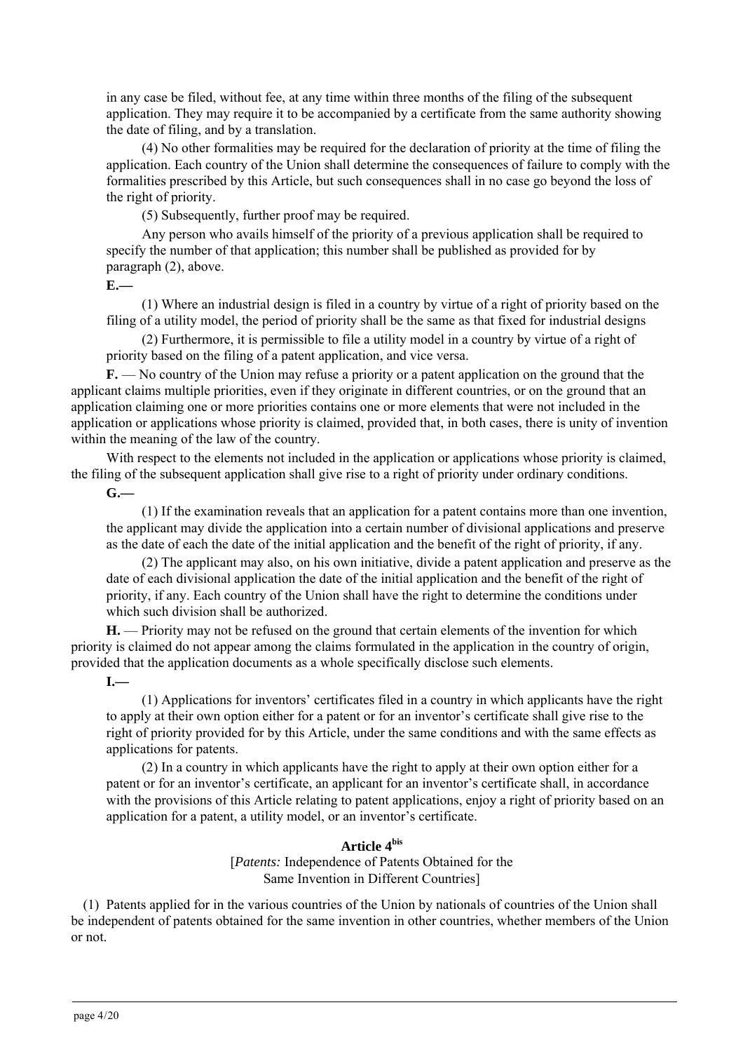in any case be filed, without fee, at any time within three months of the filing of the subsequent application. They may require it to be accompanied by a certificate from the same authority showing the date of filing, and by a translation.

(4) No other formalities may be required for the declaration of priority at the time of filing the application. Each country of the Union shall determine the consequences of failure to comply with the formalities prescribed by this Article, but such consequences shall in no case go beyond the loss of the right of priority.

(5) Subsequently, further proof may be required.

Any person who avails himself of the priority of a previous application shall be required to specify the number of that application; this number shall be published as provided for by paragraph (2), above.

**E.—**

(1) Where an industrial design is filed in a country by virtue of a right of priority based on the filing of a utility model, the period of priority shall be the same as that fixed for industrial designs

(2) Furthermore, it is permissible to file a utility model in a country by virtue of a right of priority based on the filing of a patent application, and vice versa.

**F.** — No country of the Union may refuse a priority or a patent application on the ground that the applicant claims multiple priorities, even if they originate in different countries, or on the ground that an application claiming one or more priorities contains one or more elements that were not included in the application or applications whose priority is claimed, provided that, in both cases, there is unity of invention within the meaning of the law of the country.

With respect to the elements not included in the application or applications whose priority is claimed, the filing of the subsequent application shall give rise to a right of priority under ordinary conditions.

**G.—**

(1) If the examination reveals that an application for a patent contains more than one invention, the applicant may divide the application into a certain number of divisional applications and preserve as the date of each the date of the initial application and the benefit of the right of priority, if any.

(2) The applicant may also, on his own initiative, divide a patent application and preserve as the date of each divisional application the date of the initial application and the benefit of the right of priority, if any. Each country of the Union shall have the right to determine the conditions under which such division shall be authorized.

**H.** — Priority may not be refused on the ground that certain elements of the invention for which priority is claimed do not appear among the claims formulated in the application in the country of origin, provided that the application documents as a whole specifically disclose such elements.

**I.—**

(1) Applications for inventors' certificates filed in a country in which applicants have the right to apply at their own option either for a patent or for an inventor's certificate shall give rise to the right of priority provided for by this Article, under the same conditions and with the same effects as applications for patents.

(2) In a country in which applicants have the right to apply at their own option either for a patent or for an inventor's certificate, an applicant for an inventor's certificate shall, in accordance with the provisions of this Article relating to patent applications, enjoy a right of priority based on an application for a patent, a utility model, or an inventor's certificate.

## Article 4bis

[*Patents:* Independence of Patents Obtained for the Same Invention in Different Countries]

(1) Patents applied for in the various countries of the Union by nationals of countries of the Union shall be independent of patents obtained for the same invention in other countries, whether members of the Union or not.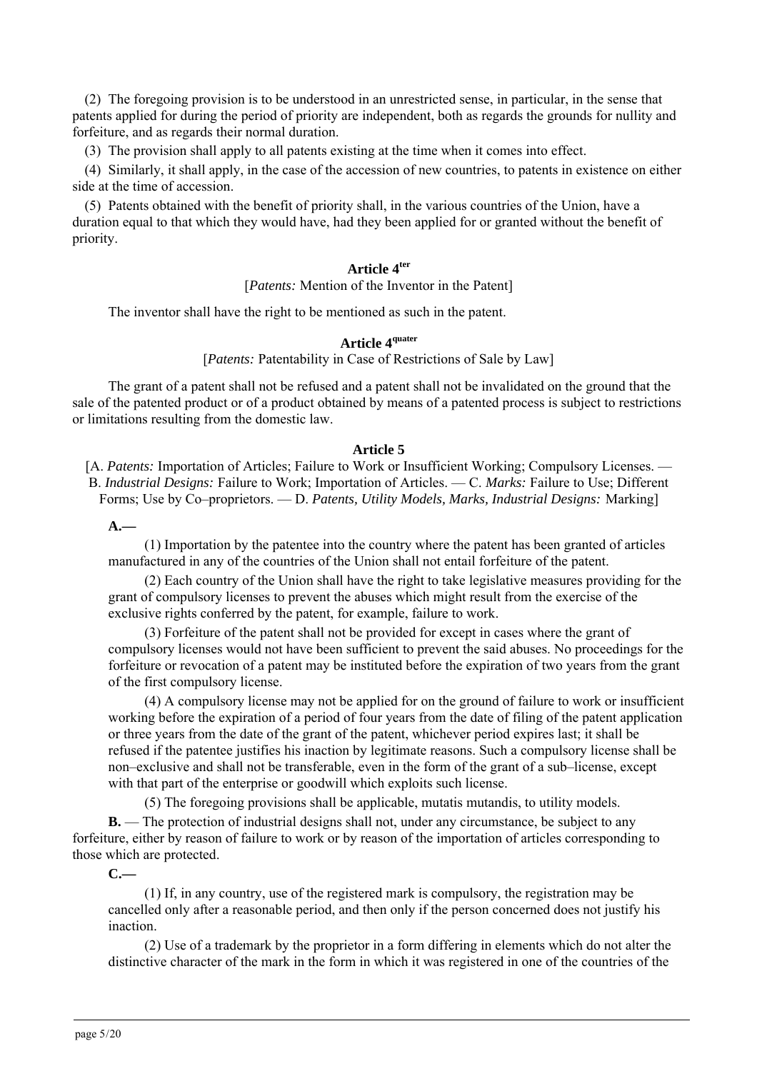(2) The foregoing provision is to be understood in an unrestricted sense, in particular, in the sense that patents applied for during the period of priority are independent, both as regards the grounds for nullity and forfeiture, and as regards their normal duration.

(3) The provision shall apply to all patents existing at the time when it comes into effect.

(4) Similarly, it shall apply, in the case of the accession of new countries, to patents in existence on either side at the time of accession.

(5) Patents obtained with the benefit of priority shall, in the various countries of the Union, have a duration equal to that which they would have, had they been applied for or granted without the benefit of priority.

### Article 4ter

[*Patents:* Mention of the Inventor in the Patent]

The inventor shall have the right to be mentioned as such in the patent.

### Article 4quater

[*Patents:* Patentability in Case of Restrictions of Sale by Law]

The grant of a patent shall not be refused and a patent shall not be invalidated on the ground that the sale of the patented product or of a product obtained by means of a patented process is subject to restrictions or limitations resulting from the domestic law.

### Article 5

[A. *Patents:* Importation of Articles; Failure to Work or Insufficient Working; Compulsory Licenses. — B. *Industrial Designs:* Failure to Work; Importation of Articles. — C. *Marks:* Failure to Use; Different Forms; Use by Co–proprietors. — D. *Patents, Utility Models, Marks, Industrial Designs:* Marking]

**A.—**

(1) Importation by the patentee into the country where the patent has been granted of articles manufactured in any of the countries of the Union shall not entail forfeiture of the patent.

(2) Each country of the Union shall have the right to take legislative measures providing for the grant of compulsory licenses to prevent the abuses which might result from the exercise of the exclusive rights conferred by the patent, for example, failure to work.

(3) Forfeiture of the patent shall not be provided for except in cases where the grant of compulsory licenses would not have been sufficient to prevent the said abuses. No proceedings for the forfeiture or revocation of a patent may be instituted before the expiration of two years from the grant of the first compulsory license.

(4) A compulsory license may not be applied for on the ground of failure to work or insufficient working before the expiration of a period of four years from the date of filing of the patent application or three years from the date of the grant of the patent, whichever period expires last; it shall be refused if the patentee justifies his inaction by legitimate reasons. Such a compulsory license shall be non–exclusive and shall not be transferable, even in the form of the grant of a sub–license, except with that part of the enterprise or goodwill which exploits such license.

(5) The foregoing provisions shall be applicable, mutatis mutandis, to utility models.

**B.** — The protection of industrial designs shall not, under any circumstance, be subject to any forfeiture, either by reason of failure to work or by reason of the importation of articles corresponding to those which are protected.

**C.—**

(1) If, in any country, use of the registered mark is compulsory, the registration may be cancelled only after a reasonable period, and then only if the person concerned does not justify his inaction.

(2) Use of a trademark by the proprietor in a form differing in elements which do not alter the distinctive character of the mark in the form in which it was registered in one of the countries of the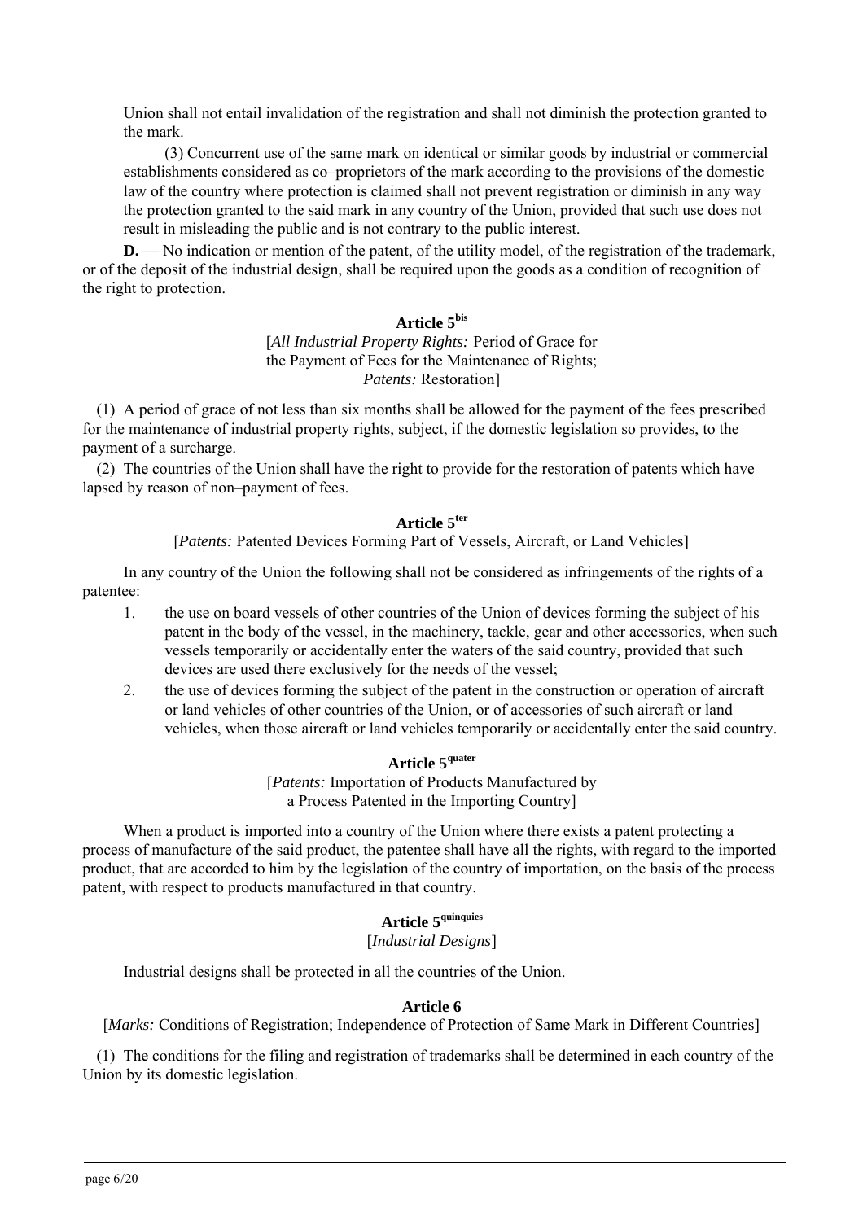Union shall not entail invalidation of the registration and shall not diminish the protection granted to the mark.

(3) Concurrent use of the same mark on identical or similar goods by industrial or commercial establishments considered as co–proprietors of the mark according to the provisions of the domestic law of the country where protection is claimed shall not prevent registration or diminish in any way the protection granted to the said mark in any country of the Union, provided that such use does not result in misleading the public and is not contrary to the public interest.

**D.** — No indication or mention of the patent, of the utility model, of the registration of the trademark, or of the deposit of the industrial design, shall be required upon the goods as a condition of recognition of the right to protection.

### Article 5bis

[*All Industrial Property Rights:* Period of Grace for the Payment of Fees for the Maintenance of Rights; *Patents:* Restoration]

(1) A period of grace of not less than six months shall be allowed for the payment of the fees prescribed for the maintenance of industrial property rights, subject, if the domestic legislation so provides, to the payment of a surcharge.

(2) The countries of the Union shall have the right to provide for the restoration of patents which have lapsed by reason of non–payment of fees.

### Article 5ter

[*Patents:* Patented Devices Forming Part of Vessels, Aircraft, or Land Vehicles]

In any country of the Union the following shall not be considered as infringements of the rights of a patentee:

1. the use on board vessels of other countries of the Union of devices forming the subject of his patent in the body of the vessel, in the machinery, tackle, gear and other accessories, when such vessels temporarily or accidentally enter the waters of the said country, provided that such devices are used there exclusively for the needs of the vessel;
2. the use of devices forming the subject of the patent in the construction or operation of aircraft or land vehicles of other countries of the Union, or of accessories of such aircraft or land vehicles, when those aircraft or land vehicles temporarily or accidentally enter the said country.

### Article 5quater

[*Patents:* Importation of Products Manufactured by a Process Patented in the Importing Country]

When a product is imported into a country of the Union where there exists a patent protecting a process of manufacture of the said product, the patentee shall have all the rights, with regard to the imported product, that are accorded to him by the legislation of the country of importation, on the basis of the process patent, with respect to products manufactured in that country.

### Article 5quinquies

[*Industrial Designs*]

Industrial designs shall be protected in all the countries of the Union.

### Article 6

[*Marks:* Conditions of Registration; Independence of Protection of Same Mark in Different Countries]

(1) The conditions for the filing and registration of trademarks shall be determined in each country of the Union by its domestic legislation.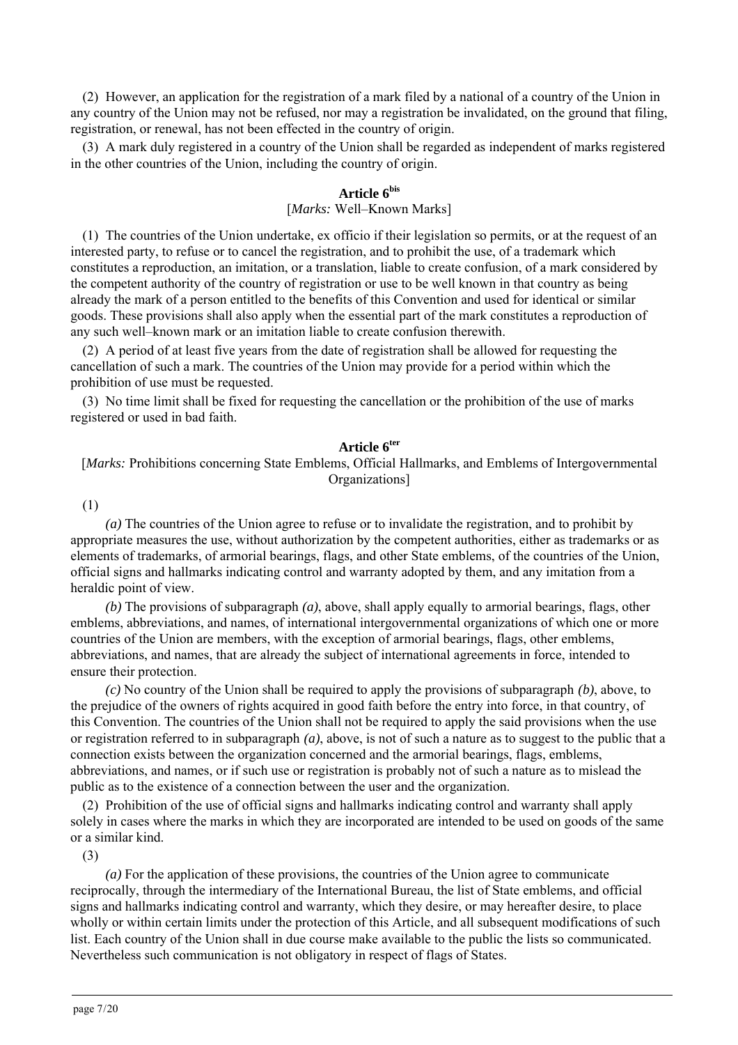(2) However, an application for the registration of a mark filed by a national of a country of the Union in any country of the Union may not be refused, nor may a registration be invalidated, on the ground that filing, registration, or renewal, has not been effected in the country of origin.

(3) A mark duly registered in a country of the Union shall be regarded as independent of marks registered in the other countries of the Union, including the country of origin.

### Article 6[bis]

[*Marks:* Well–Known Marks]

(1) The countries of the Union undertake, ex officio if their legislation so permits, or at the request of an interested party, to refuse or to cancel the registration, and to prohibit the use, of a trademark which constitutes a reproduction, an imitation, or a translation, liable to create confusion, of a mark considered by the competent authority of the country of registration or use to be well known in that country as being already the mark of a person entitled to the benefits of this Convention and used for identical or similar goods. These provisions shall also apply when the essential part of the mark constitutes a reproduction of any such well–known mark or an imitation liable to create confusion therewith.

(2) A period of at least five years from the date of registration shall be allowed for requesting the cancellation of such a mark. The countries of the Union may provide for a period within which the prohibition of use must be requested.

(3) No time limit shall be fixed for requesting the cancellation or the prohibition of the use of marks registered or used in bad faith.

### Article 6[ter]

[*Marks:* Prohibitions concerning State Emblems, Official Hallmarks, and Emblems of Intergovernmental Organizations]

(1)

*(a)* The countries of the Union agree to refuse or to invalidate the registration, and to prohibit by appropriate measures the use, without authorization by the competent authorities, either as trademarks or as elements of trademarks, of armorial bearings, flags, and other State emblems, of the countries of the Union, official signs and hallmarks indicating control and warranty adopted by them, and any imitation from a heraldic point of view.

*(b)* The provisions of subparagraph *(a)*, above, shall apply equally to armorial bearings, flags, other emblems, abbreviations, and names, of international intergovernmental organizations of which one or more countries of the Union are members, with the exception of armorial bearings, flags, other emblems, abbreviations, and names, that are already the subject of international agreements in force, intended to ensure their protection.

*(c)* No country of the Union shall be required to apply the provisions of subparagraph *(b)*, above, to the prejudice of the owners of rights acquired in good faith before the entry into force, in that country, of this Convention. The countries of the Union shall not be required to apply the said provisions when the use or registration referred to in subparagraph *(a)*, above, is not of such a nature as to suggest to the public that a connection exists between the organization concerned and the armorial bearings, flags, emblems, abbreviations, and names, or if such use or registration is probably not of such a nature as to mislead the public as to the existence of a connection between the user and the organization.

(2) Prohibition of the use of official signs and hallmarks indicating control and warranty shall apply solely in cases where the marks in which they are incorporated are intended to be used on goods of the same or a similar kind.

(3)

*(a)* For the application of these provisions, the countries of the Union agree to communicate reciprocally, through the intermediary of the International Bureau, the list of State emblems, and official signs and hallmarks indicating control and warranty, which they desire, or may hereafter desire, to place wholly or within certain limits under the protection of this Article, and all subsequent modifications of such list. Each country of the Union shall in due course make available to the public the lists so communicated. Nevertheless such communication is not obligatory in respect of flags of States.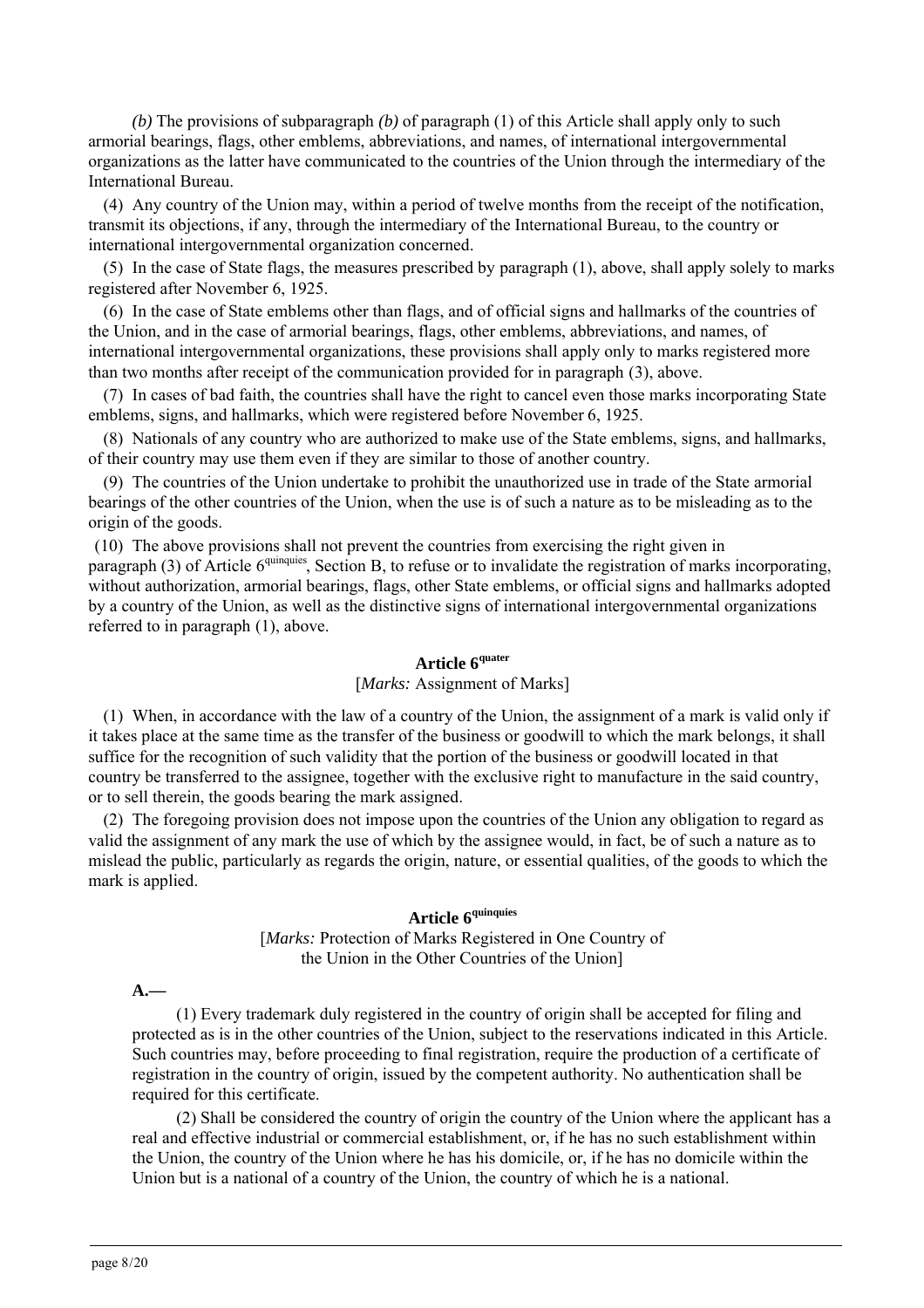*(b)* The provisions of subparagraph *(b)* of paragraph (1) of this Article shall apply only to such armorial bearings, flags, other emblems, abbreviations, and names, of international intergovernmental organizations as the latter have communicated to the countries of the Union through the intermediary of the International Bureau.

(4) Any country of the Union may, within a period of twelve months from the receipt of the notification, transmit its objections, if any, through the intermediary of the International Bureau, to the country or international intergovernmental organization concerned.

(5) In the case of State flags, the measures prescribed by paragraph (1), above, shall apply solely to marks registered after November 6, 1925.

(6) In the case of State emblems other than flags, and of official signs and hallmarks of the countries of the Union, and in the case of armorial bearings, flags, other emblems, abbreviations, and names, of international intergovernmental organizations, these provisions shall apply only to marks registered more than two months after receipt of the communication provided for in paragraph (3), above.

(7) In cases of bad faith, the countries shall have the right to cancel even those marks incorporating State emblems, signs, and hallmarks, which were registered before November 6, 1925.

(8) Nationals of any country who are authorized to make use of the State emblems, signs, and hallmarks, of their country may use them even if they are similar to those of another country.

(9) The countries of the Union undertake to prohibit the unauthorized use in trade of the State armorial bearings of the other countries of the Union, when the use is of such a nature as to be misleading as to the origin of the goods.

(10) The above provisions shall not prevent the countries from exercising the right given in paragraph (3) of Article 6quinquies, Section B, to refuse or to invalidate the registration of marks incorporating, without authorization, armorial bearings, flags, other State emblems, or official signs and hallmarks adopted by a country of the Union, as well as the distinctive signs of international intergovernmental organizations referred to in paragraph (1), above.

### Article 6quater

[*Marks:* Assignment of Marks]

(1) When, in accordance with the law of a country of the Union, the assignment of a mark is valid only if it takes place at the same time as the transfer of the business or goodwill to which the mark belongs, it shall suffice for the recognition of such validity that the portion of the business or goodwill located in that country be transferred to the assignee, together with the exclusive right to manufacture in the said country, or to sell therein, the goods bearing the mark assigned.

(2) The foregoing provision does not impose upon the countries of the Union any obligation to regard as valid the assignment of any mark the use of which by the assignee would, in fact, be of such a nature as to mislead the public, particularly as regards the origin, nature, or essential qualities, of the goods to which the mark is applied.

### Article 6quinquies

[*Marks:* Protection of Marks Registered in One Country of the Union in the Other Countries of the Union]

**A.—**

(1) Every trademark duly registered in the country of origin shall be accepted for filing and protected as is in the other countries of the Union, subject to the reservations indicated in this Article. Such countries may, before proceeding to final registration, require the production of a certificate of registration in the country of origin, issued by the competent authority. No authentication shall be required for this certificate.

(2) Shall be considered the country of origin the country of the Union where the applicant has a real and effective industrial or commercial establishment, or, if he has no such establishment within the Union, the country of the Union where he has his domicile, or, if he has no domicile within the Union but is a national of a country of the Union, the country of which he is a national.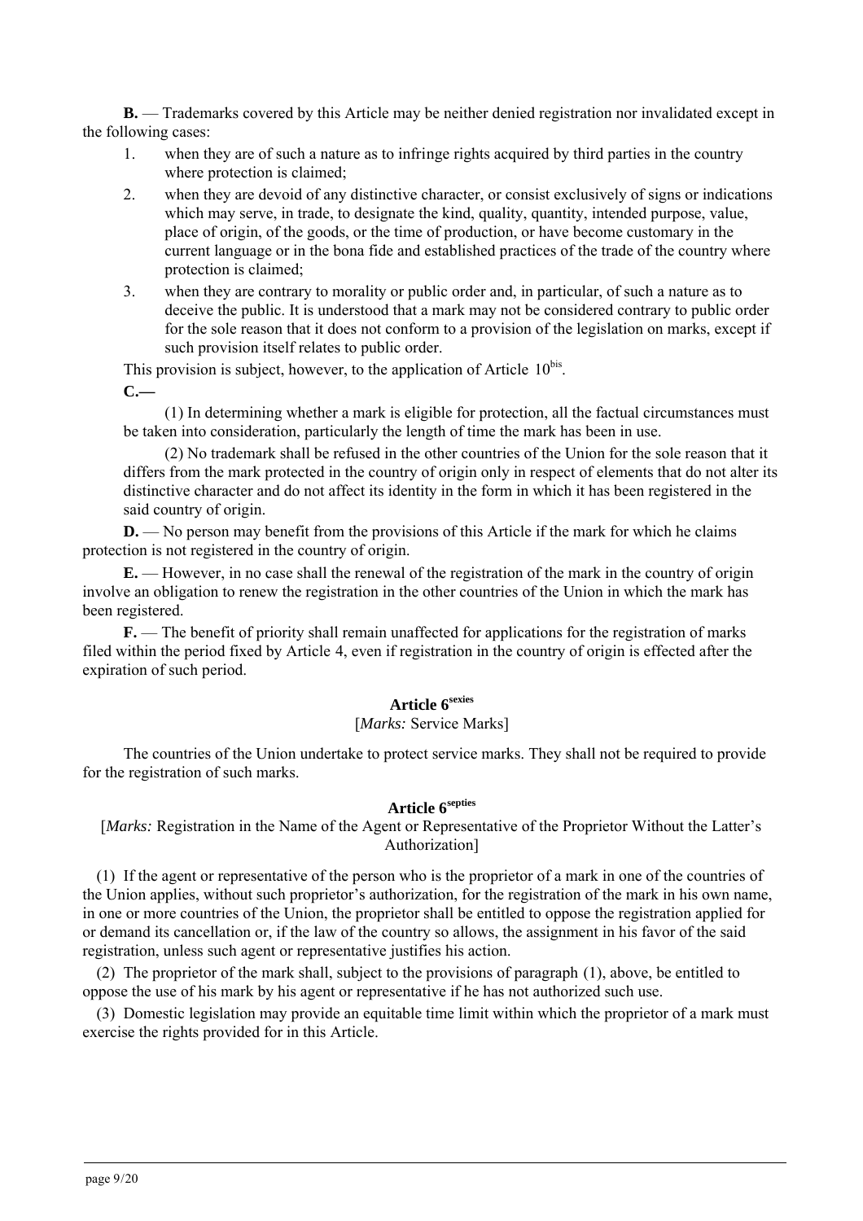**B.** — Trademarks covered by this Article may be neither denied registration nor invalidated except in the following cases:

1. when they are of such a nature as to infringe rights acquired by third parties in the country where protection is claimed;
2. when they are devoid of any distinctive character, or consist exclusively of signs or indications which may serve, in trade, to designate the kind, quality, quantity, intended purpose, value, place of origin, of the goods, or the time of production, or have become customary in the current language or in the bona fide and established practices of the trade of the country where protection is claimed;
3. when they are contrary to morality or public order and, in particular, of such a nature as to deceive the public. It is understood that a mark may not be considered contrary to public order for the sole reason that it does not conform to a provision of the legislation on marks, except if such provision itself relates to public order.

This provision is subject, however, to the application of Article 10bis.

**C.—**

(1) In determining whether a mark is eligible for protection, all the factual circumstances must be taken into consideration, particularly the length of time the mark has been in use.

(2) No trademark shall be refused in the other countries of the Union for the sole reason that it differs from the mark protected in the country of origin only in respect of elements that do not alter its distinctive character and do not affect its identity in the form in which it has been registered in the said country of origin.

**D.** — No person may benefit from the provisions of this Article if the mark for which he claims protection is not registered in the country of origin.

**E.** — However, in no case shall the renewal of the registration of the mark in the country of origin involve an obligation to renew the registration in the other countries of the Union in which the mark has been registered.

**F.** — The benefit of priority shall remain unaffected for applications for the registration of marks filed within the period fixed by Article 4, even if registration in the country of origin is effected after the expiration of such period.

### Article 6sexies

[*Marks:* Service Marks]

The countries of the Union undertake to protect service marks. They shall not be required to provide for the registration of such marks.

### Article 6septies

[*Marks:* Registration in the Name of the Agent or Representative of the Proprietor Without the Latter's Authorization]

(1) If the agent or representative of the person who is the proprietor of a mark in one of the countries of the Union applies, without such proprietor's authorization, for the registration of the mark in his own name, in one or more countries of the Union, the proprietor shall be entitled to oppose the registration applied for or demand its cancellation or, if the law of the country so allows, the assignment in his favor of the said registration, unless such agent or representative justifies his action.

(2) The proprietor of the mark shall, subject to the provisions of paragraph (1), above, be entitled to oppose the use of his mark by his agent or representative if he has not authorized such use.

(3) Domestic legislation may provide an equitable time limit within which the proprietor of a mark must exercise the rights provided for in this Article.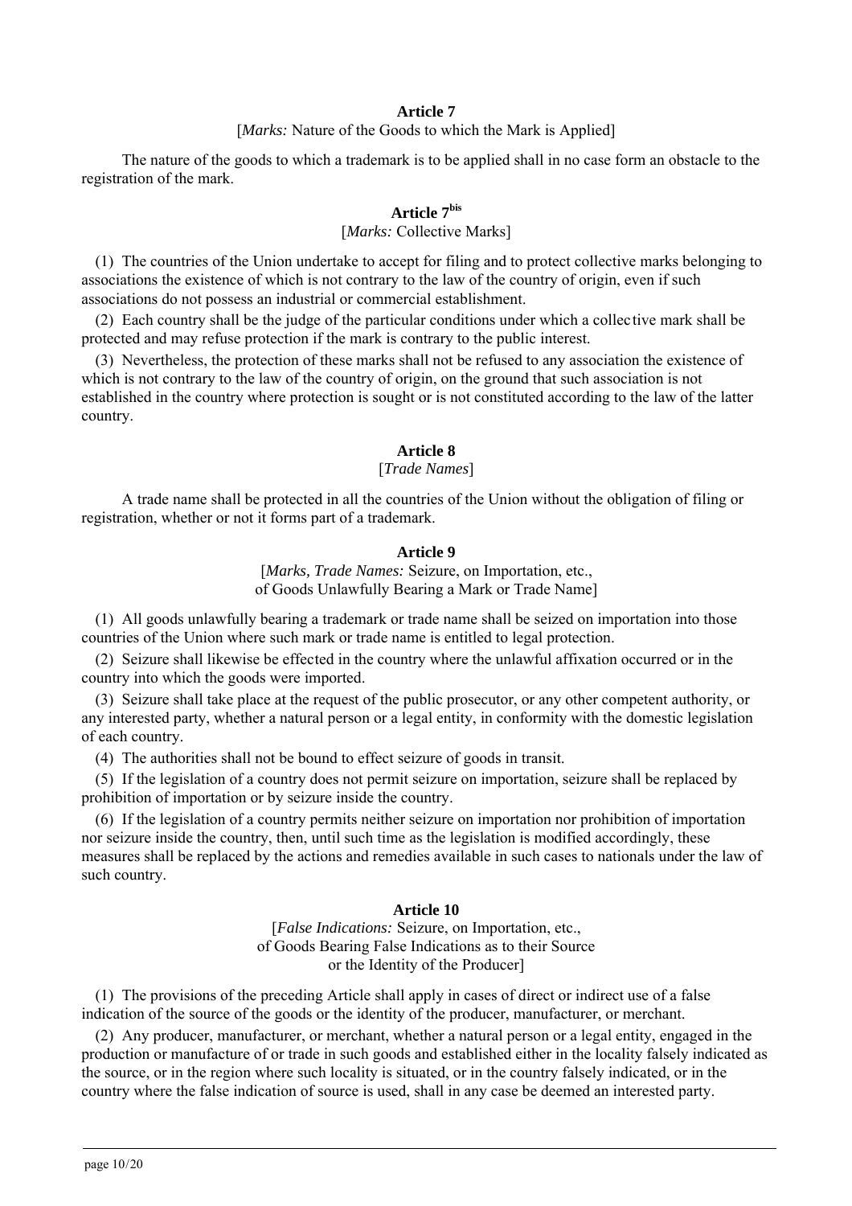### Article 7

[*Marks:* Nature of the Goods to which the Mark is Applied]

The nature of the goods to which a trademark is to be applied shall in no case form an obstacle to the registration of the mark.

### Article 7bis

[*Marks:* Collective Marks]

(1) The countries of the Union undertake to accept for filing and to protect collective marks belonging to associations the existence of which is not contrary to the law of the country of origin, even if such associations do not possess an industrial or commercial establishment.

(2) Each country shall be the judge of the particular conditions under which a collective mark shall be protected and may refuse protection if the mark is contrary to the public interest.

(3) Nevertheless, the protection of these marks shall not be refused to any association the existence of which is not contrary to the law of the country of origin, on the ground that such association is not established in the country where protection is sought or is not constituted according to the law of the latter country.

### Article 8

[*Trade Names*]

A trade name shall be protected in all the countries of the Union without the obligation of filing or registration, whether or not it forms part of a trademark.

### Article 9

[*Marks, Trade Names:* Seizure, on Importation, etc., of Goods Unlawfully Bearing a Mark or Trade Name]

(1) All goods unlawfully bearing a trademark or trade name shall be seized on importation into those countries of the Union where such mark or trade name is entitled to legal protection.

(2) Seizure shall likewise be effected in the country where the unlawful affixation occurred or in the country into which the goods were imported.

(3) Seizure shall take place at the request of the public prosecutor, or any other competent authority, or any interested party, whether a natural person or a legal entity, in conformity with the domestic legislation of each country.

(4) The authorities shall not be bound to effect seizure of goods in transit.

(5) If the legislation of a country does not permit seizure on importation, seizure shall be replaced by prohibition of importation or by seizure inside the country.

(6) If the legislation of a country permits neither seizure on importation nor prohibition of importation nor seizure inside the country, then, until such time as the legislation is modified accordingly, these measures shall be replaced by the actions and remedies available in such cases to nationals under the law of such country.

### Article 10

[*False Indications:* Seizure, on Importation, etc., of Goods Bearing False Indications as to their Source or the Identity of the Producer]

(1) The provisions of the preceding Article shall apply in cases of direct or indirect use of a false indication of the source of the goods or the identity of the producer, manufacturer, or merchant.

(2) Any producer, manufacturer, or merchant, whether a natural person or a legal entity, engaged in the production or manufacture of or trade in such goods and established either in the locality falsely indicated as the source, or in the region where such locality is situated, or in the country falsely indicated, or in the country where the false indication of source is used, shall in any case be deemed an interested party.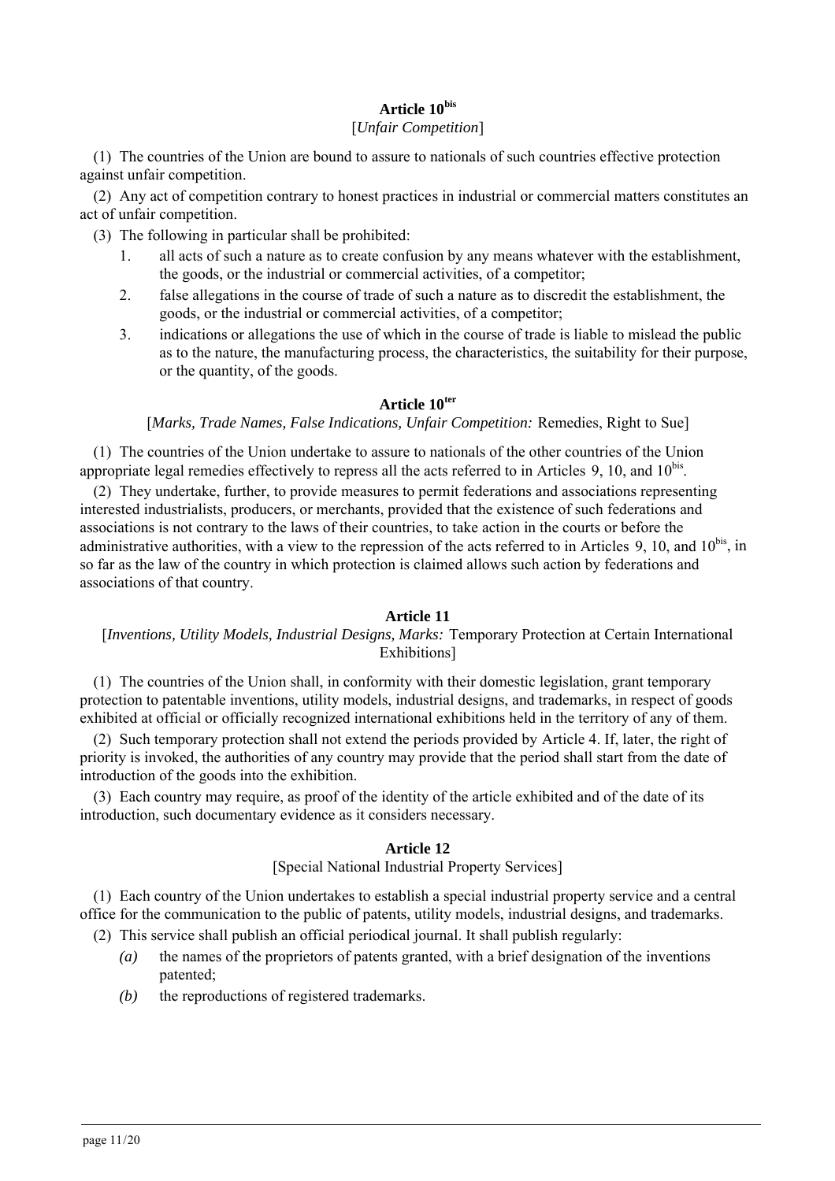### Article 10bis

[*Unfair Competition*]

(1) The countries of the Union are bound to assure to nationals of such countries effective protection against unfair competition.

(2) Any act of competition contrary to honest practices in industrial or commercial matters constitutes an act of unfair competition.

(3) The following in particular shall be prohibited:

1. all acts of such a nature as to create confusion by any means whatever with the establishment, the goods, or the industrial or commercial activities, of a competitor;
2. false allegations in the course of trade of such a nature as to discredit the establishment, the goods, or the industrial or commercial activities, of a competitor;
3. indications or allegations the use of which in the course of trade is liable to mislead the public as to the nature, the manufacturing process, the characteristics, the suitability for their purpose, or the quantity, of the goods.

### Article 10ter

[*Marks, Trade Names, False Indications, Unfair Competition:* Remedies, Right to Sue]

(1) The countries of the Union undertake to assure to nationals of the other countries of the Union appropriate legal remedies effectively to repress all the acts referred to in Articles 9, 10, and 10bis.

(2) They undertake, further, to provide measures to permit federations and associations representing interested industrialists, producers, or merchants, provided that the existence of such federations and associations is not contrary to the laws of their countries, to take action in the courts or before the administrative authorities, with a view to the repression of the acts referred to in Articles 9, 10, and 10bis, in so far as the law of the country in which protection is claimed allows such action by federations and associations of that country.

### Article 11

[*Inventions, Utility Models, Industrial Designs, Marks:* Temporary Protection at Certain International Exhibitions]

(1) The countries of the Union shall, in conformity with their domestic legislation, grant temporary protection to patentable inventions, utility models, industrial designs, and trademarks, in respect of goods exhibited at official or officially recognized international exhibitions held in the territory of any of them.

(2) Such temporary protection shall not extend the periods provided by Article 4. If, later, the right of priority is invoked, the authorities of any country may provide that the period shall start from the date of introduction of the goods into the exhibition.

(3) Each country may require, as proof of the identity of the article exhibited and of the date of its introduction, such documentary evidence as it considers necessary.

### Article 12

[Special National Industrial Property Services]

(1) Each country of the Union undertakes to establish a special industrial property service and a central office for the communication to the public of patents, utility models, industrial designs, and trademarks.

(2) This service shall publish an official periodical journal. It shall publish regularly:

*(a)* the names of the proprietors of patents granted, with a brief designation of the inventions patented;

*(b)* the reproductions of registered trademarks.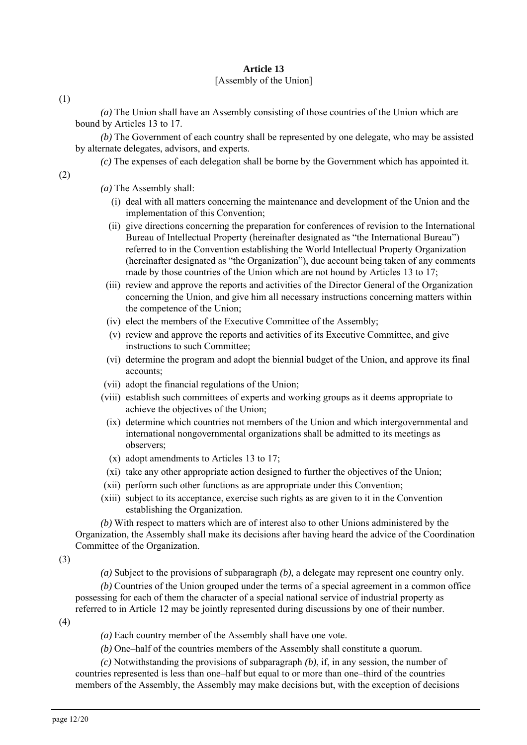## Article 13

[Assembly of the Union]

(1)

*(a)* The Union shall have an Assembly consisting of those countries of the Union which are bound by Articles 13 to 17.

*(b)* The Government of each country shall be represented by one delegate, who may be assisted by alternate delegates, advisors, and experts.

*(c)* The expenses of each delegation shall be borne by the Government which has appointed it.

(2)

*(a)* The Assembly shall:

- (i) deal with all matters concerning the maintenance and development of the Union and the implementation of this Convention;
- (ii) give directions concerning the preparation for conferences of revision to the International Bureau of Intellectual Property (hereinafter designated as "the International Bureau") referred to in the Convention establishing the World Intellectual Property Organization (hereinafter designated as "the Organization"), due account being taken of any comments made by those countries of the Union which are not hound by Articles 13 to 17;
- (iii) review and approve the reports and activities of the Director General of the Organization concerning the Union, and give him all necessary instructions concerning matters within the competence of the Union;
- (iv) elect the members of the Executive Committee of the Assembly;
- (v) review and approve the reports and activities of its Executive Committee, and give instructions to such Committee;
- (vi) determine the program and adopt the biennial budget of the Union, and approve its final accounts;
- (vii) adopt the financial regulations of the Union;
- (viii) establish such committees of experts and working groups as it deems appropriate to achieve the objectives of the Union;
- (ix) determine which countries not members of the Union and which intergovernmental and international nongovernmental organizations shall be admitted to its meetings as observers;
- (x) adopt amendments to Articles 13 to 17;
- (xi) take any other appropriate action designed to further the objectives of the Union;
- (xii) perform such other functions as are appropriate under this Convention;
- (xiii) subject to its acceptance, exercise such rights as are given to it in the Convention establishing the Organization.

*(b)* With respect to matters which are of interest also to other Unions administered by the Organization, the Assembly shall make its decisions after having heard the advice of the Coordination Committee of the Organization.

(3)

*(a)* Subject to the provisions of subparagraph *(b)*, a delegate may represent one country only.

*(b)* Countries of the Union grouped under the terms of a special agreement in a common office possessing for each of them the character of a special national service of industrial property as referred to in Article 12 may be jointly represented during discussions by one of their number.

(4)

*(a)* Each country member of the Assembly shall have one vote.

*(b)* One–half of the countries members of the Assembly shall constitute a quorum.

*(c)* Notwithstanding the provisions of subparagraph *(b)*, if, in any session, the number of countries represented is less than one–half but equal to or more than one–third of the countries members of the Assembly, the Assembly may make decisions but, with the exception of decisions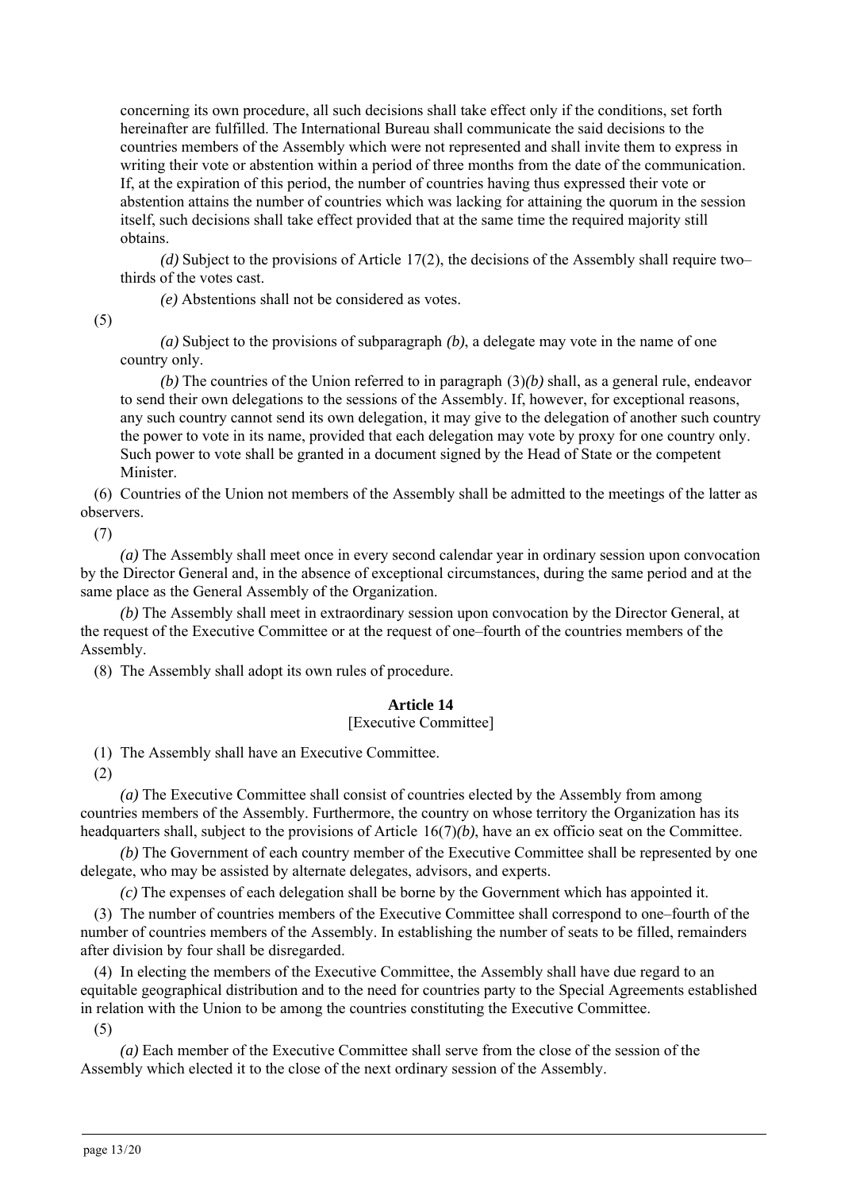concerning its own procedure, all such decisions shall take effect only if the conditions, set forth hereinafter are fulfilled. The International Bureau shall communicate the said decisions to the countries members of the Assembly which were not represented and shall invite them to express in writing their vote or abstention within a period of three months from the date of the communication. If, at the expiration of this period, the number of countries having thus expressed their vote or abstention attains the number of countries which was lacking for attaining the quorum in the session itself, such decisions shall take effect provided that at the same time the required majority still obtains.

*(d)* Subject to the provisions of Article 17(2), the decisions of the Assembly shall require two–thirds of the votes cast.

*(e)* Abstentions shall not be considered as votes.

(5)

*(a)* Subject to the provisions of subparagraph *(b)*, a delegate may vote in the name of one country only.

*(b)* The countries of the Union referred to in paragraph (3)*(b)* shall, as a general rule, endeavor to send their own delegations to the sessions of the Assembly. If, however, for exceptional reasons, any such country cannot send its own delegation, it may give to the delegation of another such country the power to vote in its name, provided that each delegation may vote by proxy for one country only. Such power to vote shall be granted in a document signed by the Head of State or the competent Minister.

(6) Countries of the Union not members of the Assembly shall be admitted to the meetings of the latter as observers.

(7)

*(a)* The Assembly shall meet once in every second calendar year in ordinary session upon convocation by the Director General and, in the absence of exceptional circumstances, during the same period and at the same place as the General Assembly of the Organization.

*(b)* The Assembly shall meet in extraordinary session upon convocation by the Director General, at the request of the Executive Committee or at the request of one–fourth of the countries members of the Assembly.

(8) The Assembly shall adopt its own rules of procedure.

## Article 14
[Executive Committee]

(1) The Assembly shall have an Executive Committee.

(2)

*(a)* The Executive Committee shall consist of countries elected by the Assembly from among countries members of the Assembly. Furthermore, the country on whose territory the Organization has its headquarters shall, subject to the provisions of Article 16(7)*(b)*, have an ex officio seat on the Committee.

*(b)* The Government of each country member of the Executive Committee shall be represented by one delegate, who may be assisted by alternate delegates, advisors, and experts.

*(c)* The expenses of each delegation shall be borne by the Government which has appointed it.

(3) The number of countries members of the Executive Committee shall correspond to one–fourth of the number of countries members of the Assembly. In establishing the number of seats to be filled, remainders after division by four shall be disregarded.

(4) In electing the members of the Executive Committee, the Assembly shall have due regard to an equitable geographical distribution and to the need for countries party to the Special Agreements established in relation with the Union to be among the countries constituting the Executive Committee.

(5)

*(a)* Each member of the Executive Committee shall serve from the close of the session of the Assembly which elected it to the close of the next ordinary session of the Assembly.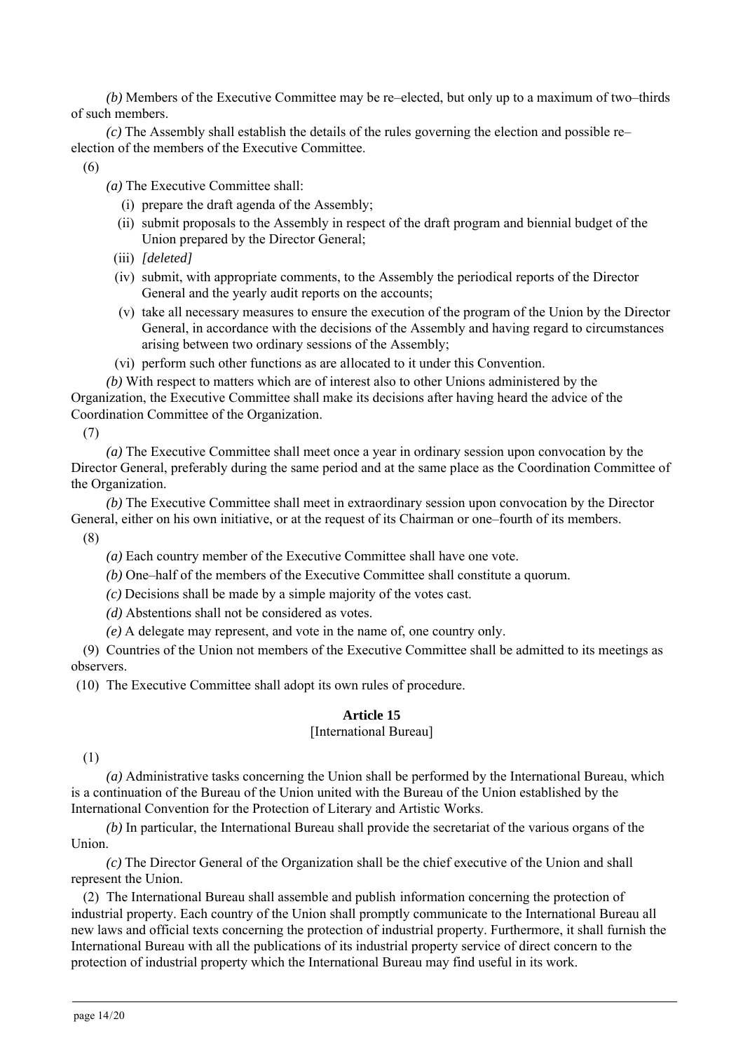*(b)* Members of the Executive Committee may be re–elected, but only up to a maximum of two–thirds of such members.

*(c)* The Assembly shall establish the details of the rules governing the election and possible re–election of the members of the Executive Committee.

(6)

*(a)* The Executive Committee shall:

(i) prepare the draft agenda of the Assembly;

(ii) submit proposals to the Assembly in respect of the draft program and biennial budget of the Union prepared by the Director General;

(iii) *[deleted]*

(iv) submit, with appropriate comments, to the Assembly the periodical reports of the Director General and the yearly audit reports on the accounts;

(v) take all necessary measures to ensure the execution of the program of the Union by the Director General, in accordance with the decisions of the Assembly and having regard to circumstances arising between two ordinary sessions of the Assembly;

(vi) perform such other functions as are allocated to it under this Convention.

*(b)* With respect to matters which are of interest also to other Unions administered by the Organization, the Executive Committee shall make its decisions after having heard the advice of the Coordination Committee of the Organization.

(7)

*(a)* The Executive Committee shall meet once a year in ordinary session upon convocation by the Director General, preferably during the same period and at the same place as the Coordination Committee of the Organization.

*(b)* The Executive Committee shall meet in extraordinary session upon convocation by the Director General, either on his own initiative, or at the request of its Chairman or one–fourth of its members.

(8)

*(a)* Each country member of the Executive Committee shall have one vote.

*(b)* One–half of the members of the Executive Committee shall constitute a quorum.

*(c)* Decisions shall be made by a simple majority of the votes cast.

*(d)* Abstentions shall not be considered as votes.

*(e)* A delegate may represent, and vote in the name of, one country only.

(9) Countries of the Union not members of the Executive Committee shall be admitted to its meetings as observers.

(10) The Executive Committee shall adopt its own rules of procedure.

## Article 15
[International Bureau]

(1)

*(a)* Administrative tasks concerning the Union shall be performed by the International Bureau, which is a continuation of the Bureau of the Union united with the Bureau of the Union established by the International Convention for the Protection of Literary and Artistic Works.

*(b)* In particular, the International Bureau shall provide the secretariat of the various organs of the Union.

*(c)* The Director General of the Organization shall be the chief executive of the Union and shall represent the Union.

(2) The International Bureau shall assemble and publish information concerning the protection of industrial property. Each country of the Union shall promptly communicate to the International Bureau all new laws and official texts concerning the protection of industrial property. Furthermore, it shall furnish the International Bureau with all the publications of its industrial property service of direct concern to the protection of industrial property which the International Bureau may find useful in its work.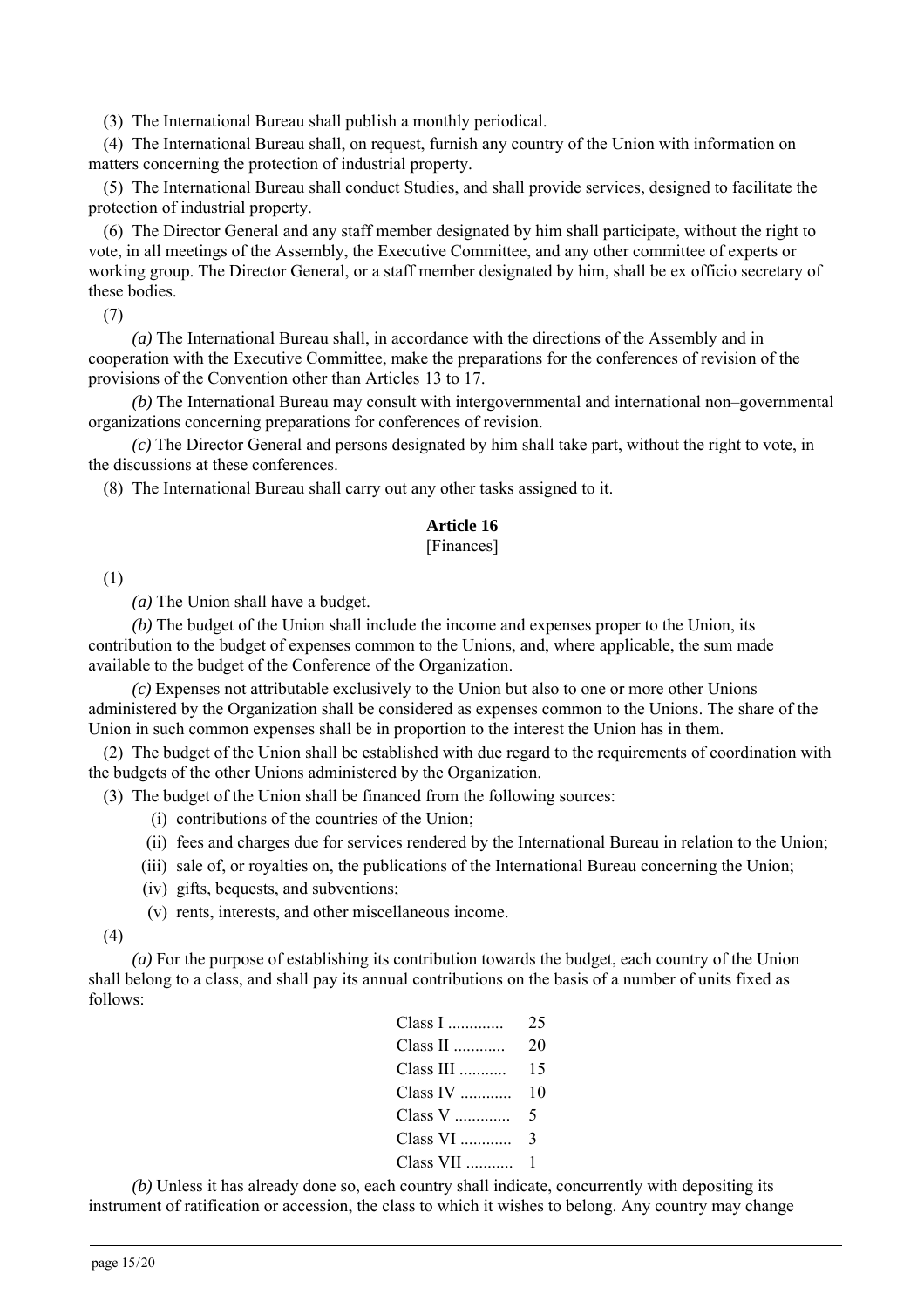(3) The International Bureau shall publish a monthly periodical.

(4) The International Bureau shall, on request, furnish any country of the Union with information on matters concerning the protection of industrial property.

(5) The International Bureau shall conduct Studies, and shall provide services, designed to facilitate the protection of industrial property.

(6) The Director General and any staff member designated by him shall participate, without the right to vote, in all meetings of the Assembly, the Executive Committee, and any other committee of experts or working group. The Director General, or a staff member designated by him, shall be ex officio secretary of these bodies.

(7)

*(a)* The International Bureau shall, in accordance with the directions of the Assembly and in cooperation with the Executive Committee, make the preparations for the conferences of revision of the provisions of the Convention other than Articles 13 to 17.

*(b)* The International Bureau may consult with intergovernmental and international non–governmental organizations concerning preparations for conferences of revision.

*(c)* The Director General and persons designated by him shall take part, without the right to vote, in the discussions at these conferences.

(8) The International Bureau shall carry out any other tasks assigned to it.

**Article 16**
[Finances]

(1)

*(a)* The Union shall have a budget.

*(b)* The budget of the Union shall include the income and expenses proper to the Union, its contribution to the budget of expenses common to the Unions, and, where applicable, the sum made available to the budget of the Conference of the Organization.

*(c)* Expenses not attributable exclusively to the Union but also to one or more other Unions administered by the Organization shall be considered as expenses common to the Unions. The share of the Union in such common expenses shall be in proportion to the interest the Union has in them.

(2) The budget of the Union shall be established with due regard to the requirements of coordination with the budgets of the other Unions administered by the Organization.

(3) The budget of the Union shall be financed from the following sources:

(i) contributions of the countries of the Union;

(ii) fees and charges due for services rendered by the International Bureau in relation to the Union;

(iii) sale of, or royalties on, the publications of the International Bureau concerning the Union;

(iv) gifts, bequests, and subventions;

(v) rents, interests, and other miscellaneous income.

(4)

*(a)* For the purpose of establishing its contribution towards the budget, each country of the Union shall belong to a class, and shall pay its annual contributions on the basis of a number of units fixed as follows:

| | |
|---|---|
| Class I ............ | 25 |
| Class II ........... | 20 |
| Class III .......... | 15 |
| Class IV ........... | 10 |
| Class V ............ | 5 |
| Class VI ........... | 3 |
| Class VII .......... | 1 |

*(b)* Unless it has already done so, each country shall indicate, concurrently with depositing its instrument of ratification or accession, the class to which it wishes to belong. Any country may change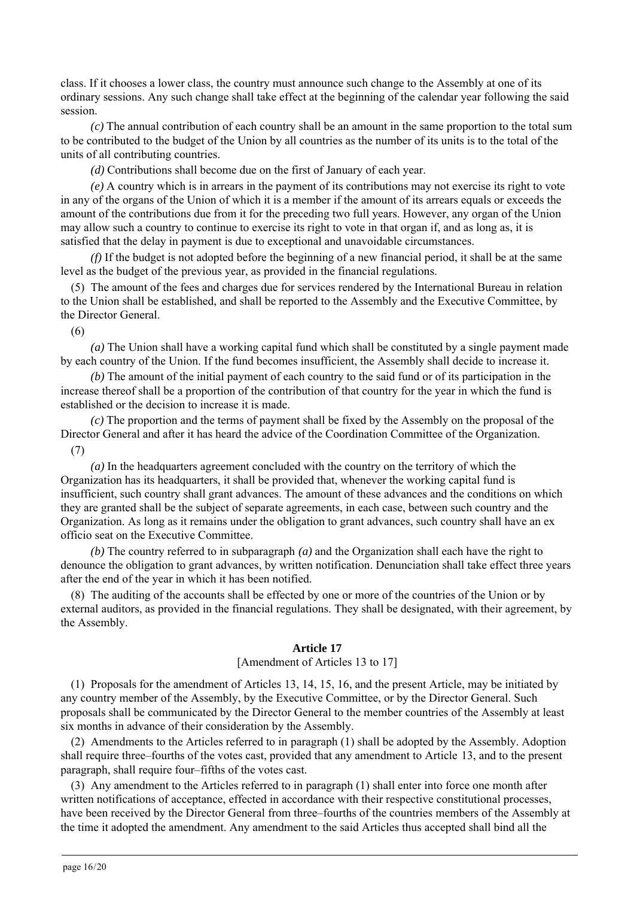class. If it chooses a lower class, the country must announce such change to the Assembly at one of its ordinary sessions. Any such change shall take effect at the beginning of the calendar year following the said session.

*(c)* The annual contribution of each country shall be an amount in the same proportion to the total sum to be contributed to the budget of the Union by all countries as the number of its units is to the total of the units of all contributing countries.

*(d)* Contributions shall become due on the first of January of each year.

*(e)* A country which is in arrears in the payment of its contributions may not exercise its right to vote in any of the organs of the Union of which it is a member if the amount of its arrears equals or exceeds the amount of the contributions due from it for the preceding two full years. However, any organ of the Union may allow such a country to continue to exercise its right to vote in that organ if, and as long as, it is satisfied that the delay in payment is due to exceptional and unavoidable circumstances.

*(f)* If the budget is not adopted before the beginning of a new financial period, it shall be at the same level as the budget of the previous year, as provided in the financial regulations.

(5) The amount of the fees and charges due for services rendered by the International Bureau in relation to the Union shall be established, and shall be reported to the Assembly and the Executive Committee, by the Director General.

(6)

*(a)* The Union shall have a working capital fund which shall be constituted by a single payment made by each country of the Union. If the fund becomes insufficient, the Assembly shall decide to increase it.

*(b)* The amount of the initial payment of each country to the said fund or of its participation in the increase thereof shall be a proportion of the contribution of that country for the year in which the fund is established or the decision to increase it is made.

*(c)* The proportion and the terms of payment shall be fixed by the Assembly on the proposal of the Director General and after it has heard the advice of the Coordination Committee of the Organization.

(7)

*(a)* In the headquarters agreement concluded with the country on the territory of which the Organization has its headquarters, it shall be provided that, whenever the working capital fund is insufficient, such country shall grant advances. The amount of these advances and the conditions on which they are granted shall be the subject of separate agreements, in each case, between such country and the Organization. As long as it remains under the obligation to grant advances, such country shall have an ex officio seat on the Executive Committee.

*(b)* The country referred to in subparagraph *(a)* and the Organization shall each have the right to denounce the obligation to grant advances, by written notification. Denunciation shall take effect three years after the end of the year in which it has been notified.

(8) The auditing of the accounts shall be effected by one or more of the countries of the Union or by external auditors, as provided in the financial regulations. They shall be designated, with their agreement, by the Assembly.

## Article 17

[Amendment of Articles 13 to 17]

(1) Proposals for the amendment of Articles 13, 14, 15, 16, and the present Article, may be initiated by any country member of the Assembly, by the Executive Committee, or by the Director General. Such proposals shall be communicated by the Director General to the member countries of the Assembly at least six months in advance of their consideration by the Assembly.

(2) Amendments to the Articles referred to in paragraph (1) shall be adopted by the Assembly. Adoption shall require three–fourths of the votes cast, provided that any amendment to Article 13, and to the present paragraph, shall require four–fifths of the votes cast.

(3) Any amendment to the Articles referred to in paragraph (1) shall enter into force one month after written notifications of acceptance, effected in accordance with their respective constitutional processes, have been received by the Director General from three–fourths of the countries members of the Assembly at the time it adopted the amendment. Any amendment to the said Articles thus accepted shall bind all the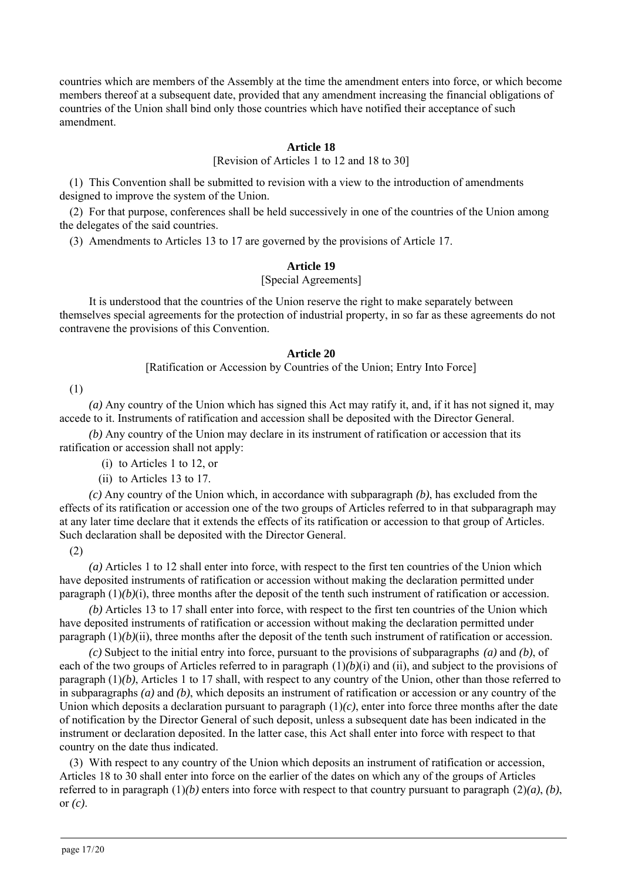countries which are members of the Assembly at the time the amendment enters into force, or which become members thereof at a subsequent date, provided that any amendment increasing the financial obligations of countries of the Union shall bind only those countries which have notified their acceptance of such amendment.

### Article 18

[Revision of Articles 1 to 12 and 18 to 30]

(1) This Convention shall be submitted to revision with a view to the introduction of amendments designed to improve the system of the Union.

(2) For that purpose, conferences shall be held successively in one of the countries of the Union among the delegates of the said countries.

(3) Amendments to Articles 13 to 17 are governed by the provisions of Article 17.

### Article 19

[Special Agreements]

It is understood that the countries of the Union reserve the right to make separately between themselves special agreements for the protection of industrial property, in so far as these agreements do not contravene the provisions of this Convention.

### Article 20

[Ratification or Accession by Countries of the Union; Entry Into Force]

(1)

*(a)* Any country of the Union which has signed this Act may ratify it, and, if it has not signed it, may accede to it. Instruments of ratification and accession shall be deposited with the Director General.

*(b)* Any country of the Union may declare in its instrument of ratification or accession that its ratification or accession shall not apply:

(i) to Articles 1 to 12, or

(ii) to Articles 13 to 17.

*(c)* Any country of the Union which, in accordance with subparagraph *(b)*, has excluded from the effects of its ratification or accession one of the two groups of Articles referred to in that subparagraph may at any later time declare that it extends the effects of its ratification or accession to that group of Articles. Such declaration shall be deposited with the Director General.

(2)

*(a)* Articles 1 to 12 shall enter into force, with respect to the first ten countries of the Union which have deposited instruments of ratification or accession without making the declaration permitted under paragraph (1)*(b)*(i), three months after the deposit of the tenth such instrument of ratification or accession.

*(b)* Articles 13 to 17 shall enter into force, with respect to the first ten countries of the Union which have deposited instruments of ratification or accession without making the declaration permitted under paragraph (1)*(b)*(ii), three months after the deposit of the tenth such instrument of ratification or accession.

*(c)* Subject to the initial entry into force, pursuant to the provisions of subparagraphs *(a)* and *(b)*, of each of the two groups of Articles referred to in paragraph (1)*(b)*(i) and (ii), and subject to the provisions of paragraph (1)*(b)*, Articles 1 to 17 shall, with respect to any country of the Union, other than those referred to in subparagraphs *(a)* and *(b)*, which deposits an instrument of ratification or accession or any country of the Union which deposits a declaration pursuant to paragraph (1)*(c)*, enter into force three months after the date of notification by the Director General of such deposit, unless a subsequent date has been indicated in the instrument or declaration deposited. In the latter case, this Act shall enter into force with respect to that country on the date thus indicated.

(3) With respect to any country of the Union which deposits an instrument of ratification or accession, Articles 18 to 30 shall enter into force on the earlier of the dates on which any of the groups of Articles referred to in paragraph (1)*(b)* enters into force with respect to that country pursuant to paragraph (2)*(a)*, *(b)*, or *(c)*.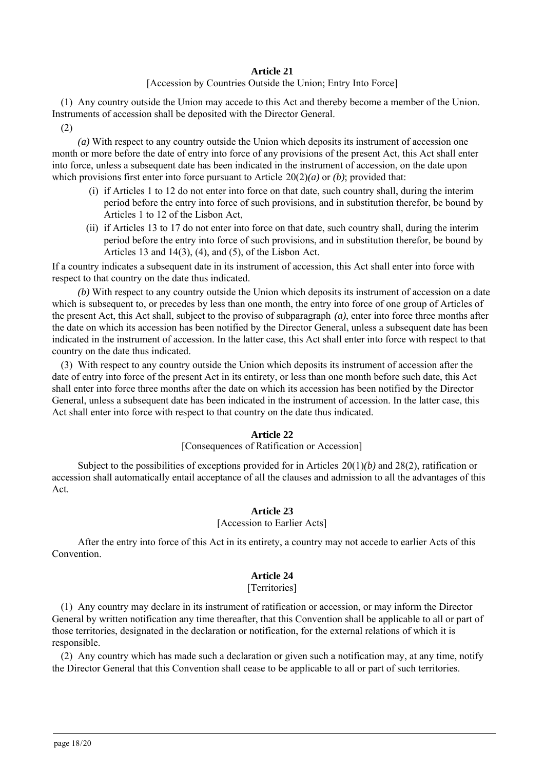**Article 21**

[Accession by Countries Outside the Union; Entry Into Force]

(1) Any country outside the Union may accede to this Act and thereby become a member of the Union. Instruments of accession shall be deposited with the Director General.

(2)

*(a)* With respect to any country outside the Union which deposits its instrument of accession one month or more before the date of entry into force of any provisions of the present Act, this Act shall enter into force, unless a subsequent date has been indicated in the instrument of accession, on the date upon which provisions first enter into force pursuant to Article 20(2)*(a)* or *(b)*; provided that:

- (i) if Articles 1 to 12 do not enter into force on that date, such country shall, during the interim period before the entry into force of such provisions, and in substitution therefor, be bound by Articles 1 to 12 of the Lisbon Act,
- (ii) if Articles 13 to 17 do not enter into force on that date, such country shall, during the interim period before the entry into force of such provisions, and in substitution therefor, be bound by Articles 13 and 14(3), (4), and (5), of the Lisbon Act.

If a country indicates a subsequent date in its instrument of accession, this Act shall enter into force with respect to that country on the date thus indicated.

*(b)* With respect to any country outside the Union which deposits its instrument of accession on a date which is subsequent to, or precedes by less than one month, the entry into force of one group of Articles of the present Act, this Act shall, subject to the proviso of subparagraph *(a)*, enter into force three months after the date on which its accession has been notified by the Director General, unless a subsequent date has been indicated in the instrument of accession. In the latter case, this Act shall enter into force with respect to that country on the date thus indicated.

(3) With respect to any country outside the Union which deposits its instrument of accession after the date of entry into force of the present Act in its entirety, or less than one month before such date, this Act shall enter into force three months after the date on which its accession has been notified by the Director General, unless a subsequent date has been indicated in the instrument of accession. In the latter case, this Act shall enter into force with respect to that country on the date thus indicated.

**Article 22**

[Consequences of Ratification or Accession]

Subject to the possibilities of exceptions provided for in Articles 20(1)*(b)* and 28(2), ratification or accession shall automatically entail acceptance of all the clauses and admission to all the advantages of this Act.

**Article 23**

[Accession to Earlier Acts]

After the entry into force of this Act in its entirety, a country may not accede to earlier Acts of this Convention.

**Article 24**

[Territories]

(1) Any country may declare in its instrument of ratification or accession, or may inform the Director General by written notification any time thereafter, that this Convention shall be applicable to all or part of those territories, designated in the declaration or notification, for the external relations of which it is responsible.

(2) Any country which has made such a declaration or given such a notification may, at any time, notify the Director General that this Convention shall cease to be applicable to all or part of such territories.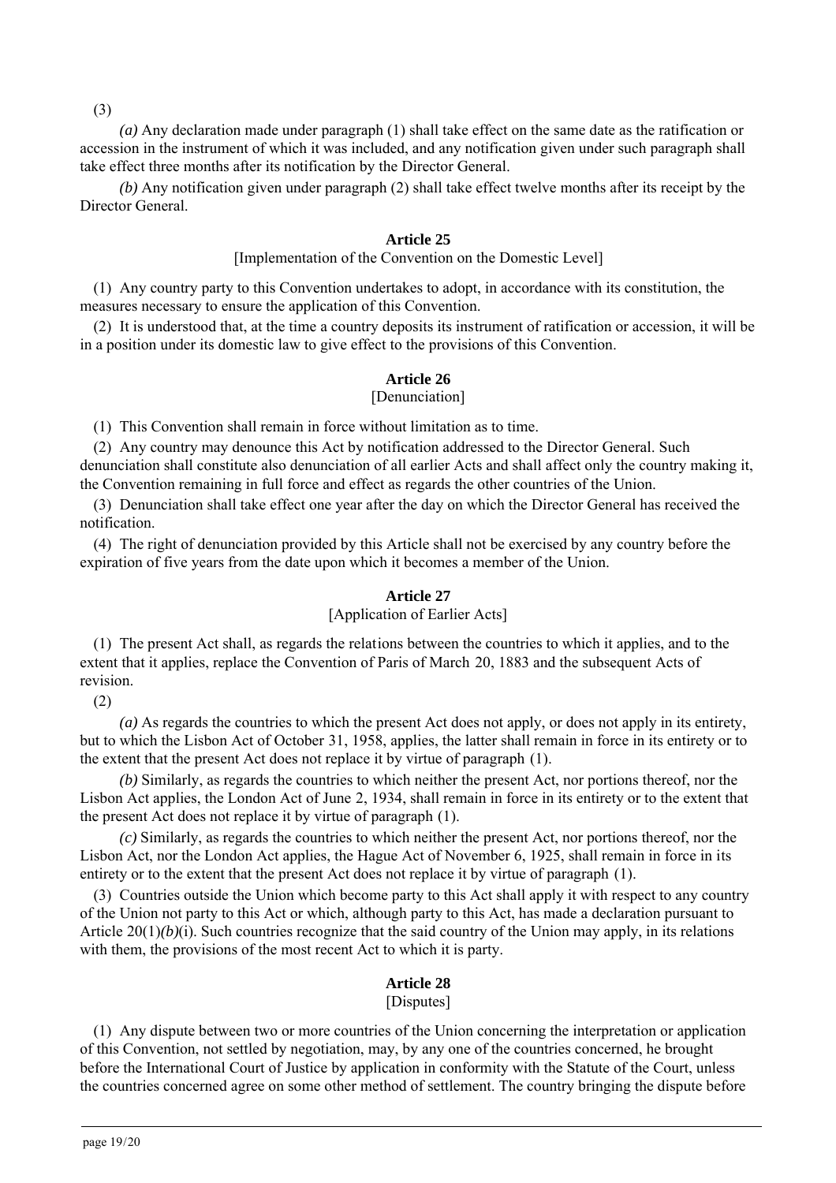(3)

*(a)* Any declaration made under paragraph (1) shall take effect on the same date as the ratification or accession in the instrument of which it was included, and any notification given under such paragraph shall take effect three months after its notification by the Director General.

*(b)* Any notification given under paragraph (2) shall take effect twelve months after its receipt by the Director General.

**Article 25**

[Implementation of the Convention on the Domestic Level]

(1) Any country party to this Convention undertakes to adopt, in accordance with its constitution, the measures necessary to ensure the application of this Convention.

(2) It is understood that, at the time a country deposits its instrument of ratification or accession, it will be in a position under its domestic law to give effect to the provisions of this Convention.

**Article 26**

[Denunciation]

(1) This Convention shall remain in force without limitation as to time.

(2) Any country may denounce this Act by notification addressed to the Director General. Such denunciation shall constitute also denunciation of all earlier Acts and shall affect only the country making it, the Convention remaining in full force and effect as regards the other countries of the Union.

(3) Denunciation shall take effect one year after the day on which the Director General has received the notification.

(4) The right of denunciation provided by this Article shall not be exercised by any country before the expiration of five years from the date upon which it becomes a member of the Union.

**Article 27**

[Application of Earlier Acts]

(1) The present Act shall, as regards the relations between the countries to which it applies, and to the extent that it applies, replace the Convention of Paris of March 20, 1883 and the subsequent Acts of revision.

(2)

*(a)* As regards the countries to which the present Act does not apply, or does not apply in its entirety, but to which the Lisbon Act of October 31, 1958, applies, the latter shall remain in force in its entirety or to the extent that the present Act does not replace it by virtue of paragraph (1).

*(b)* Similarly, as regards the countries to which neither the present Act, nor portions thereof, nor the Lisbon Act applies, the London Act of June 2, 1934, shall remain in force in its entirety or to the extent that the present Act does not replace it by virtue of paragraph (1).

*(c)* Similarly, as regards the countries to which neither the present Act, nor portions thereof, nor the Lisbon Act, nor the London Act applies, the Hague Act of November 6, 1925, shall remain in force in its entirety or to the extent that the present Act does not replace it by virtue of paragraph (1).

(3) Countries outside the Union which become party to this Act shall apply it with respect to any country of the Union not party to this Act or which, although party to this Act, has made a declaration pursuant to Article 20(1)*(b)*(i). Such countries recognize that the said country of the Union may apply, in its relations with them, the provisions of the most recent Act to which it is party.

**Article 28**

[Disputes]

(1) Any dispute between two or more countries of the Union concerning the interpretation or application of this Convention, not settled by negotiation, may, by any one of the countries concerned, he brought before the International Court of Justice by application in conformity with the Statute of the Court, unless the countries concerned agree on some other method of settlement. The country bringing the dispute before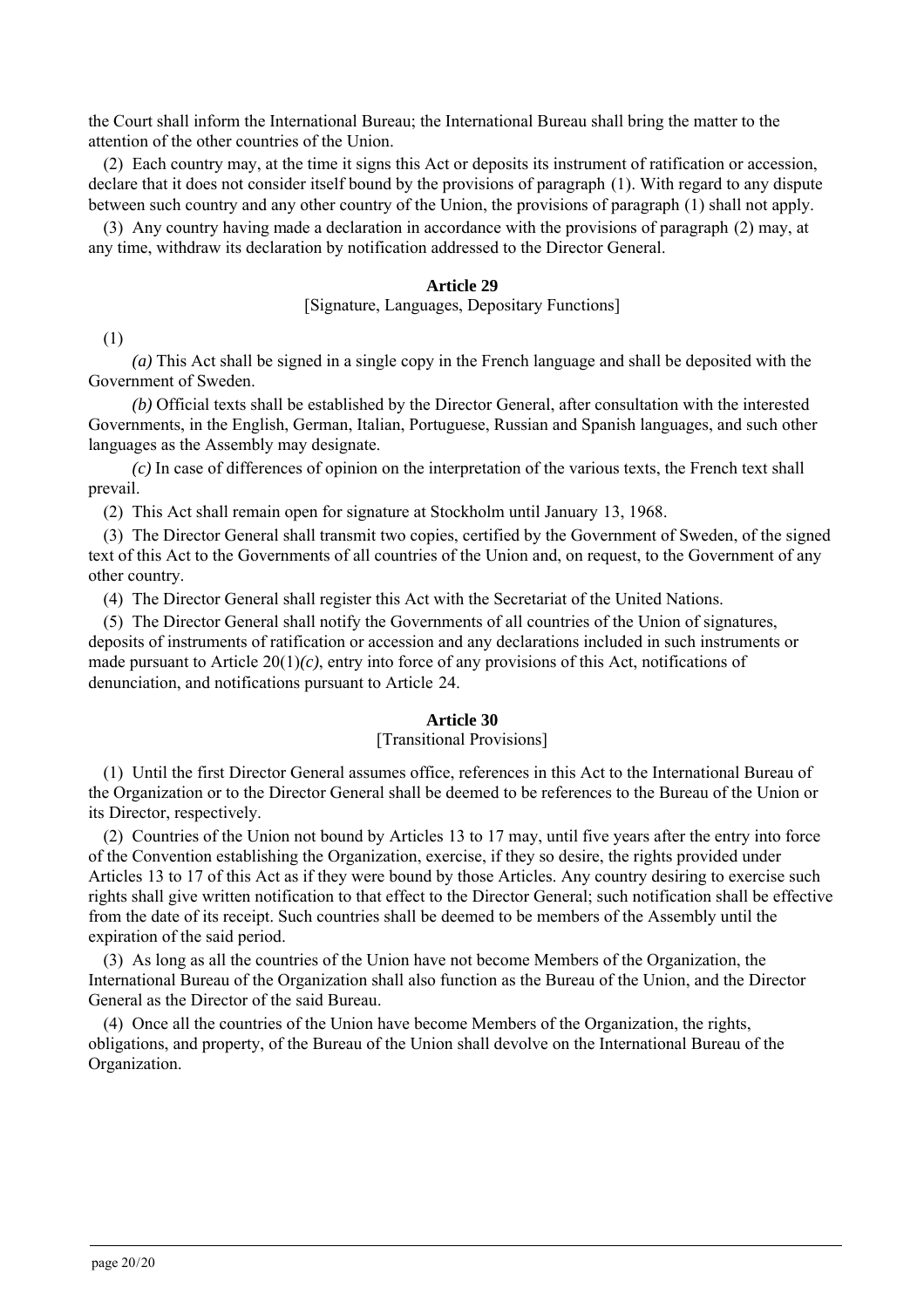the Court shall inform the International Bureau; the International Bureau shall bring the matter to the attention of the other countries of the Union.

(2) Each country may, at the time it signs this Act or deposits its instrument of ratification or accession, declare that it does not consider itself bound by the provisions of paragraph (1). With regard to any dispute between such country and any other country of the Union, the provisions of paragraph (1) shall not apply.

(3) Any country having made a declaration in accordance with the provisions of paragraph (2) may, at any time, withdraw its declaration by notification addressed to the Director General.

### Article 29

[Signature, Languages, Depositary Functions]

(1)

*(a)* This Act shall be signed in a single copy in the French language and shall be deposited with the Government of Sweden.

*(b)* Official texts shall be established by the Director General, after consultation with the interested Governments, in the English, German, Italian, Portuguese, Russian and Spanish languages, and such other languages as the Assembly may designate.

*(c)* In case of differences of opinion on the interpretation of the various texts, the French text shall prevail.

(2) This Act shall remain open for signature at Stockholm until January 13, 1968.

(3) The Director General shall transmit two copies, certified by the Government of Sweden, of the signed text of this Act to the Governments of all countries of the Union and, on request, to the Government of any other country.

(4) The Director General shall register this Act with the Secretariat of the United Nations.

(5) The Director General shall notify the Governments of all countries of the Union of signatures, deposits of instruments of ratification or accession and any declarations included in such instruments or made pursuant to Article 20(1)*(c)*, entry into force of any provisions of this Act, notifications of denunciation, and notifications pursuant to Article 24.

### Article 30

[Transitional Provisions]

(1) Until the first Director General assumes office, references in this Act to the International Bureau of the Organization or to the Director General shall be deemed to be references to the Bureau of the Union or its Director, respectively.

(2) Countries of the Union not bound by Articles 13 to 17 may, until five years after the entry into force of the Convention establishing the Organization, exercise, if they so desire, the rights provided under Articles 13 to 17 of this Act as if they were bound by those Articles. Any country desiring to exercise such rights shall give written notification to that effect to the Director General; such notification shall be effective from the date of its receipt. Such countries shall be deemed to be members of the Assembly until the expiration of the said period.

(3) As long as all the countries of the Union have not become Members of the Organization, the International Bureau of the Organization shall also function as the Bureau of the Union, and the Director General as the Director of the said Bureau.

(4) Once all the countries of the Union have become Members of the Organization, the rights, obligations, and property, of the Bureau of the Union shall devolve on the International Bureau of the Organization.